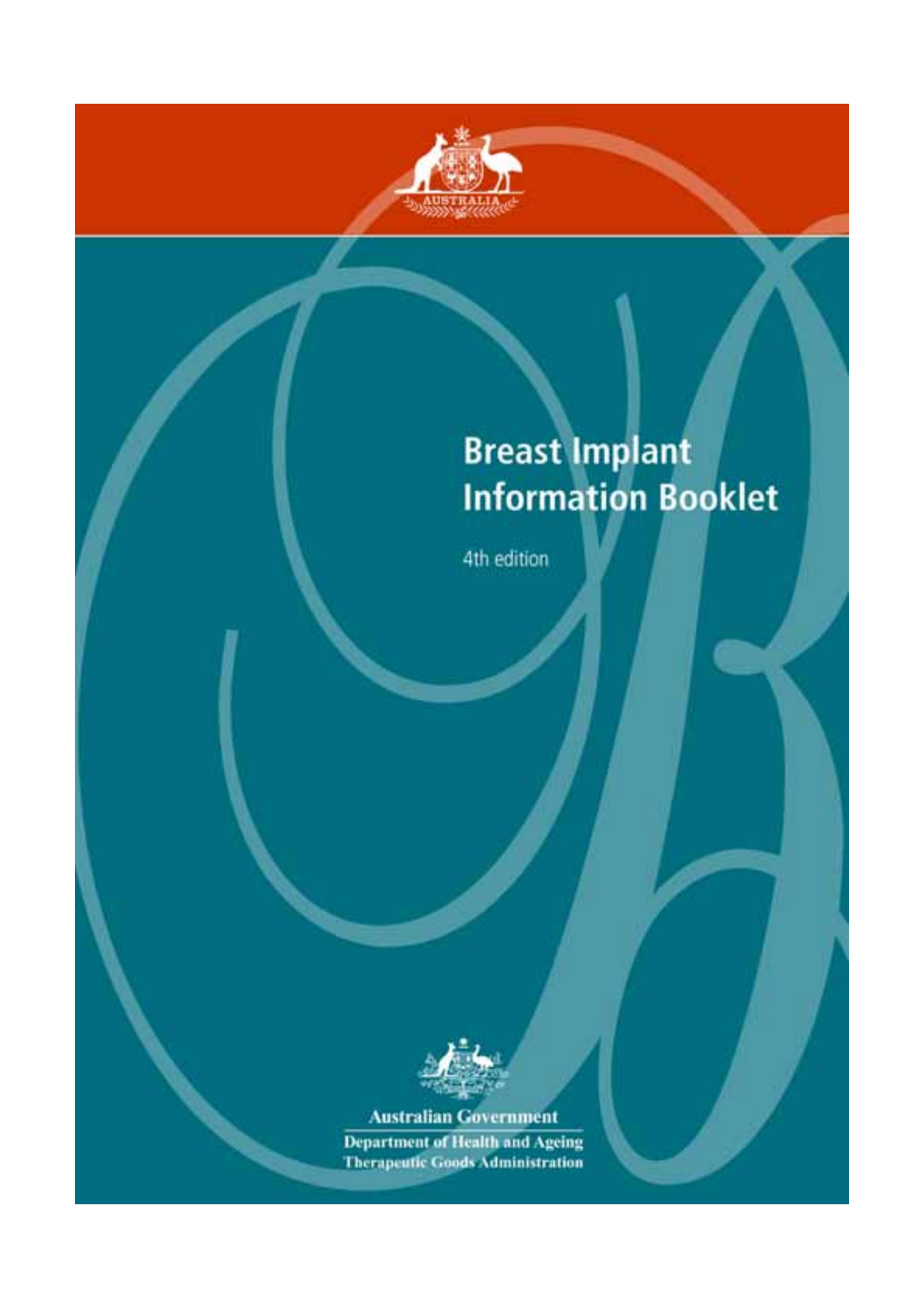# Breast Implant Information Booklet

4th edition

Australian Government

Department of Health and Ageing

Therapeutic Goods Administration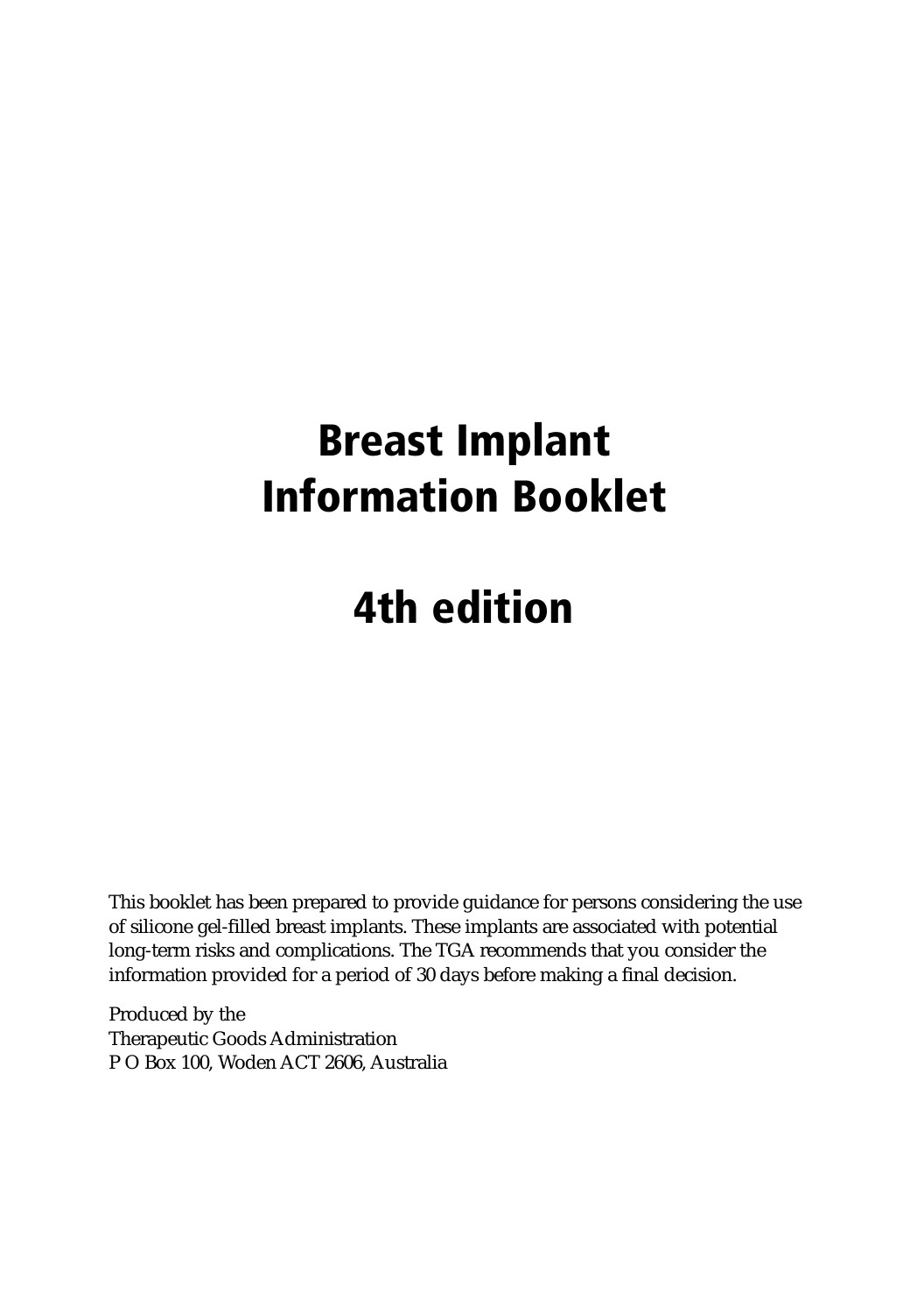# Breast Implant Information Booklet

# 4th edition

This booklet has been prepared to provide guidance for persons considering the use of silicone gel-filled breast implants. These implants are associated with potential long-term risks and complications. The TGA recommends that you consider the information provided for a period of 30 days before making a final decision.

Produced by the
Therapeutic Goods Administration
P O Box 100, Woden ACT 2606, Australia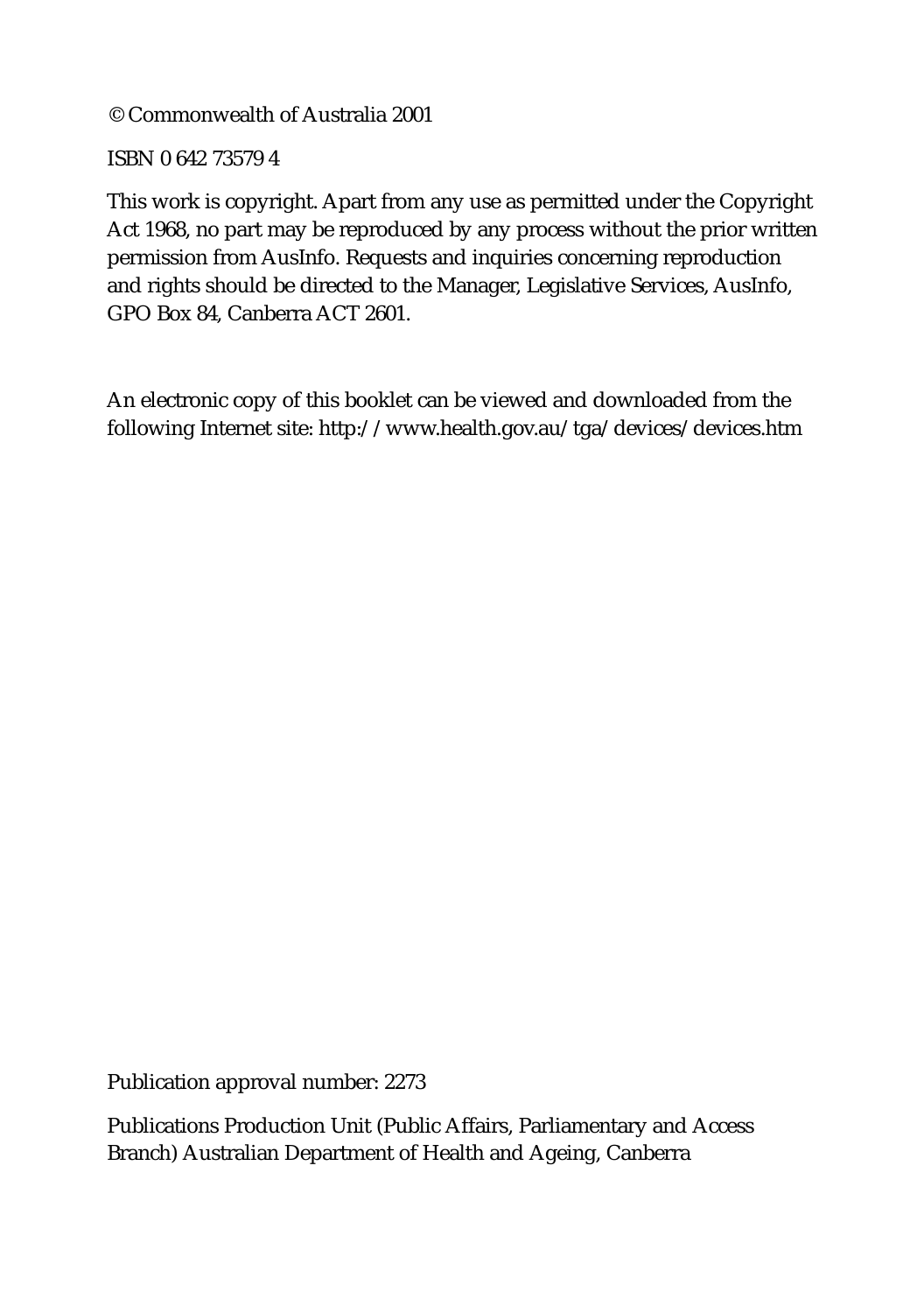© Commonwealth of Australia 2001

ISBN 0 642 73579 4

This work is copyright. Apart from any use as permitted under the Copyright Act 1968, no part may be reproduced by any process without the prior written permission from AusInfo. Requests and inquiries concerning reproduction and rights should be directed to the Manager, Legislative Services, AusInfo, GPO Box 84, Canberra ACT 2601.

An electronic copy of this booklet can be viewed and downloaded from the following Internet site: http://www.health.gov.au/tga/devices/devices.htm

Publication approval number: 2273

Publications Production Unit (Public Affairs, Parliamentary and Access Branch) Australian Department of Health and Ageing, Canberra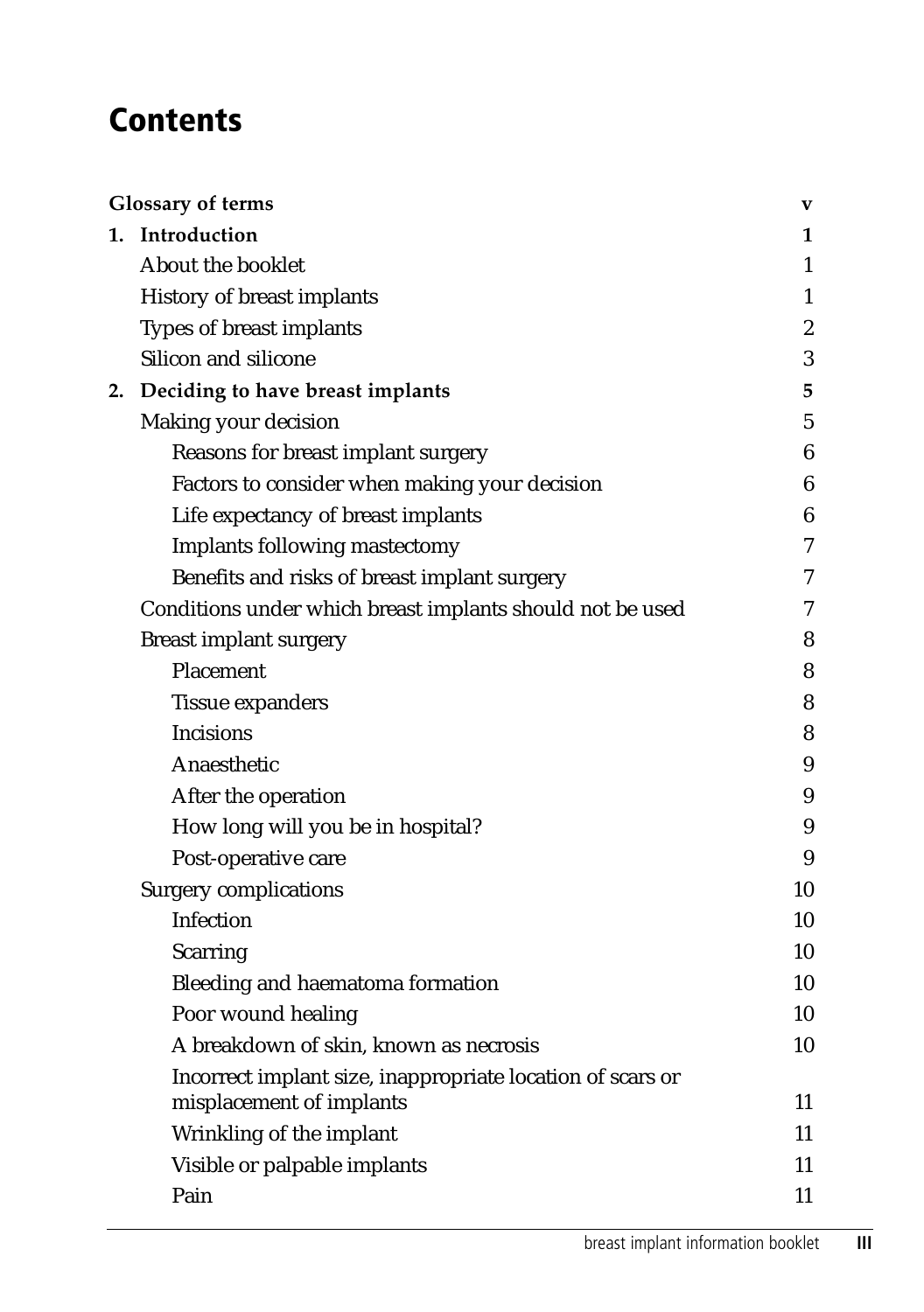# Contents

| | |
|---|---|
| **Glossary of terms** | **v** |
| **1. Introduction** | **1** |
| About the booklet | 1 |
| History of breast implants | 1 |
| Types of breast implants | 2 |
| Silicon and silicone | 3 |
| **2. Deciding to have breast implants** | **5** |
| Making your decision | 5 |
| Reasons for breast implant surgery | 6 |
| Factors to consider when making your decision | 6 |
| Life expectancy of breast implants | 6 |
| Implants following mastectomy | 7 |
| Benefits and risks of breast implant surgery | 7 |
| Conditions under which breast implants should not be used | 7 |
| Breast implant surgery | 8 |
| Placement | 8 |
| Tissue expanders | 8 |
| Incisions | 8 |
| Anaesthetic | 9 |
| After the operation | 9 |
| How long will you be in hospital? | 9 |
| Post-operative care | 9 |
| Surgery complications | 10 |
| Infection | 10 |
| Scarring | 10 |
| Bleeding and haematoma formation | 10 |
| Poor wound healing | 10 |
| A breakdown of skin, known as necrosis | 10 |
| Incorrect implant size, inappropriate location of scars or misplacement of implants | 11 |
| Wrinkling of the implant | 11 |
| Visible or palpable implants | 11 |
| Pain | 11 |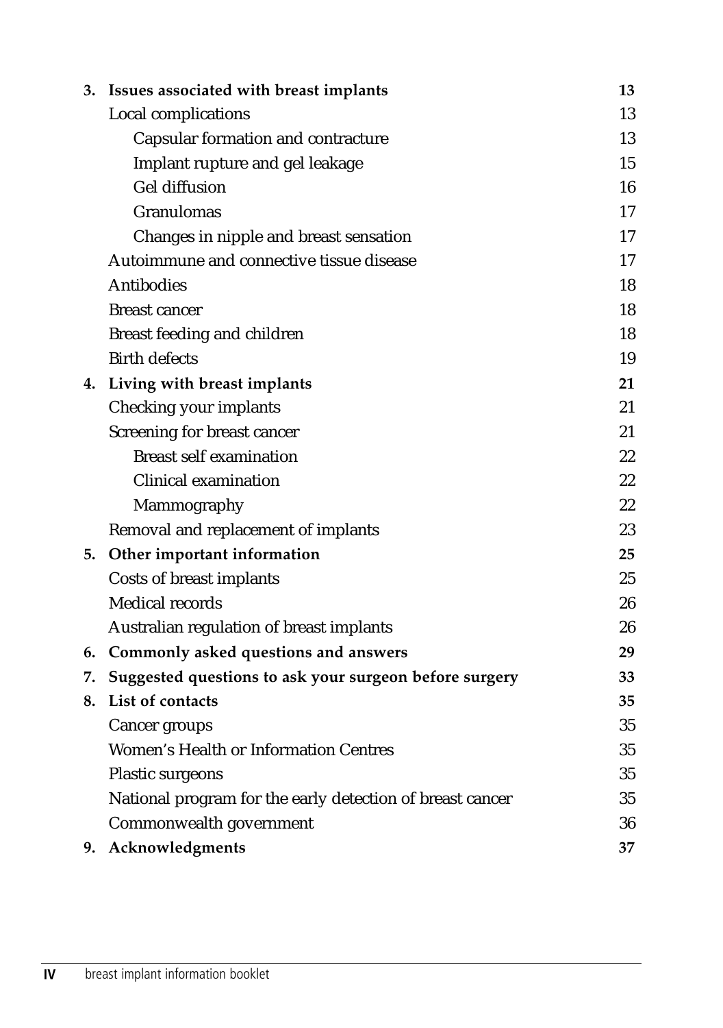| | | |
|---|---|---|
| **3.** | **Issues associated with breast implants** | **13** |
| | Local complications | 13 |
| | Capsular formation and contracture | 13 |
| | Implant rupture and gel leakage | 15 |
| | Gel diffusion | 16 |
| | Granulomas | 17 |
| | Changes in nipple and breast sensation | 17 |
| | Autoimmune and connective tissue disease | 17 |
| | Antibodies | 18 |
| | Breast cancer | 18 |
| | Breast feeding and children | 18 |
| | Birth defects | 19 |
| **4.** | **Living with breast implants** | **21** |
| | Checking your implants | 21 |
| | Screening for breast cancer | 21 |
| | Breast self examination | 22 |
| | Clinical examination | 22 |
| | Mammography | 22 |
| | Removal and replacement of implants | 23 |
| **5.** | **Other important information** | **25** |
| | Costs of breast implants | 25 |
| | Medical records | 26 |
| | Australian regulation of breast implants | 26 |
| **6.** | **Commonly asked questions and answers** | **29** |
| **7.** | **Suggested questions to ask your surgeon before surgery** | **33** |
| **8.** | **List of contacts** | **35** |
| | Cancer groups | 35 |
| | Women's Health or Information Centres | 35 |
| | Plastic surgeons | 35 |
| | National program for the early detection of breast cancer | 35 |
| | Commonwealth government | 36 |
| **9.** | **Acknowledgments** | **37** |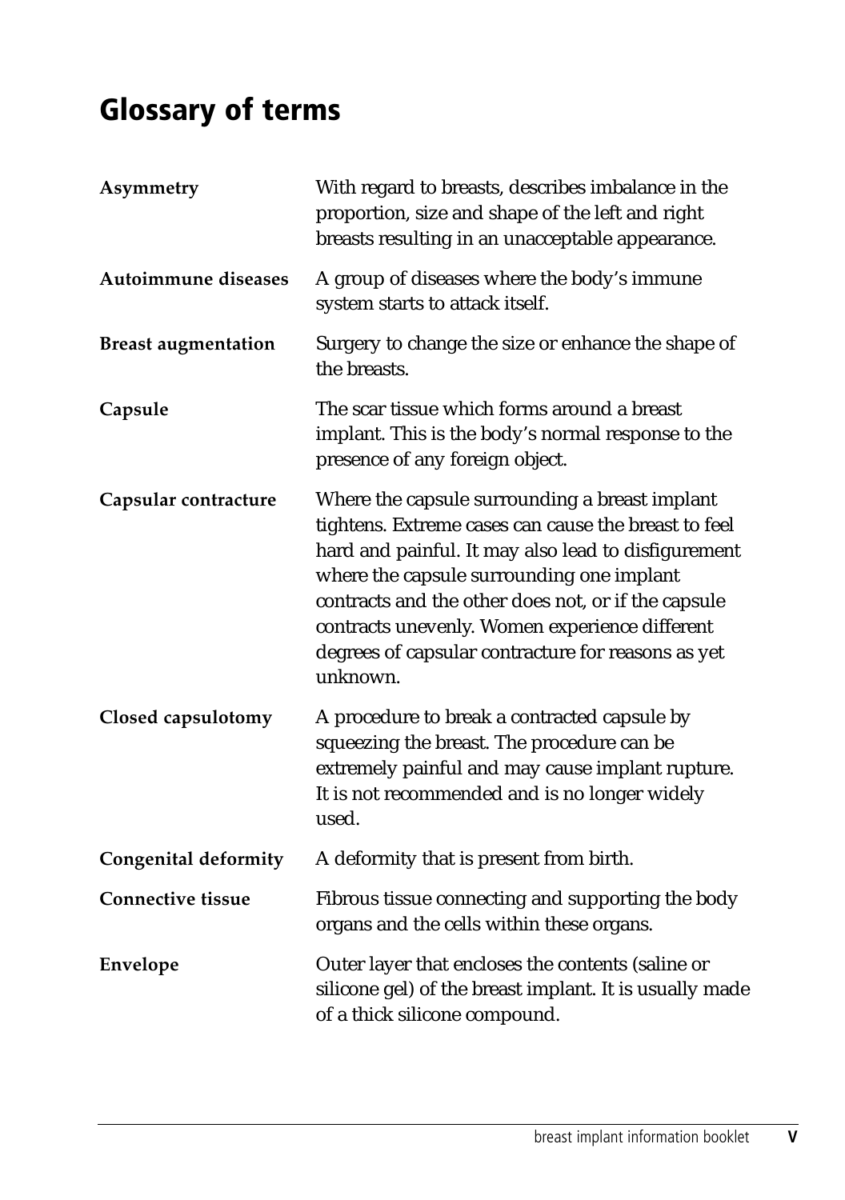# Glossary of terms

**Asymmetry** With regard to breasts, describes imbalance in the proportion, size and shape of the left and right breasts resulting in an unacceptable appearance.

**Autoimmune diseases** A group of diseases where the body's immune system starts to attack itself.

**Breast augmentation** Surgery to change the size or enhance the shape of the breasts.

**Capsule** The scar tissue which forms around a breast implant. This is the body's normal response to the presence of any foreign object.

**Capsular contracture** Where the capsule surrounding a breast implant tightens. Extreme cases can cause the breast to feel hard and painful. It may also lead to disfigurement where the capsule surrounding one implant contracts and the other does not, or if the capsule contracts unevenly. Women experience different degrees of capsular contracture for reasons as yet unknown.

**Closed capsulotomy** A procedure to break a contracted capsule by squeezing the breast. The procedure can be extremely painful and may cause implant rupture. It is not recommended and is no longer widely used.

**Congenital deformity** A deformity that is present from birth.

**Connective tissue** Fibrous tissue connecting and supporting the body organs and the cells within these organs.

**Envelope** Outer layer that encloses the contents (saline or silicone gel) of the breast implant. It is usually made of a thick silicone compound.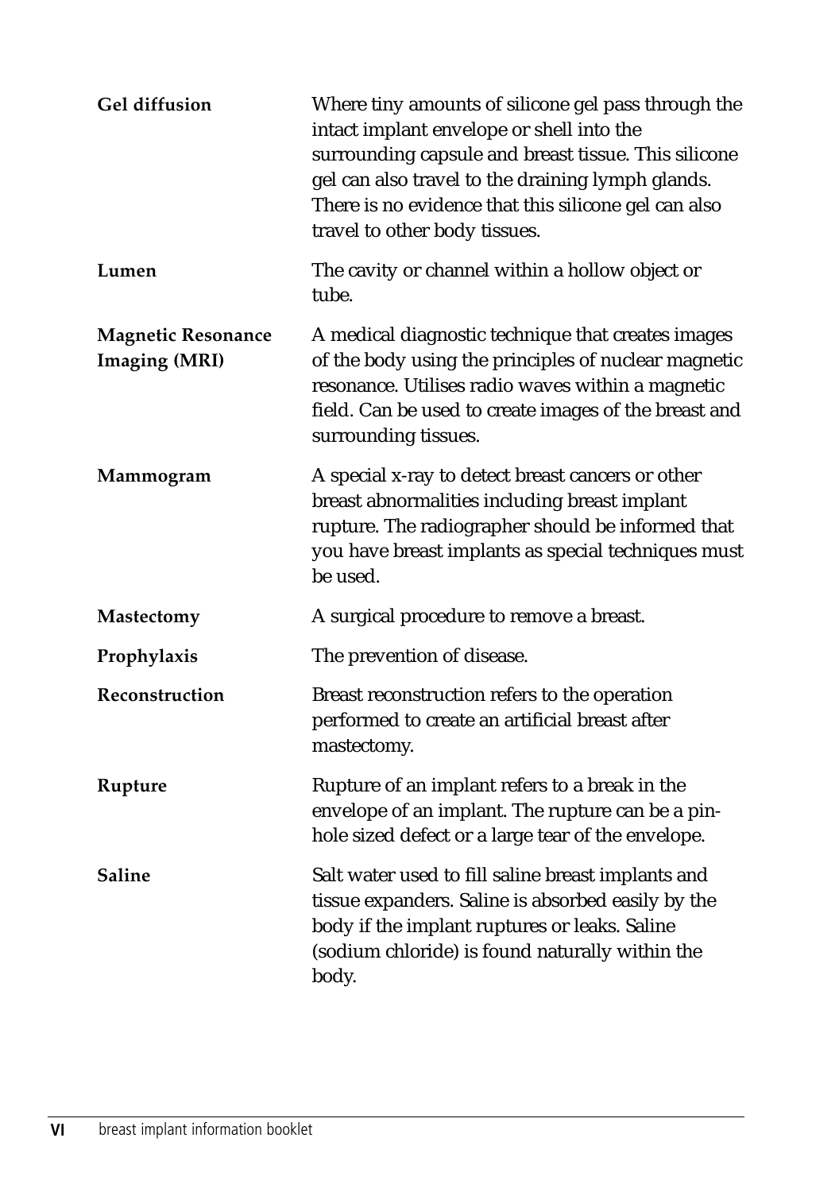| | |
|---|---|
| **Gel diffusion** | Where tiny amounts of silicone gel pass through the intact implant envelope or shell into the surrounding capsule and breast tissue. This silicone gel can also travel to the draining lymph glands. There is no evidence that this silicone gel can also travel to other body tissues. |
| **Lumen** | The cavity or channel within a hollow object or tube. |
| **Magnetic Resonance Imaging (MRI)** | A medical diagnostic technique that creates images of the body using the principles of nuclear magnetic resonance. Utilises radio waves within a magnetic field. Can be used to create images of the breast and surrounding tissues. |
| **Mammogram** | A special x-ray to detect breast cancers or other breast abnormalities including breast implant rupture. The radiographer should be informed that you have breast implants as special techniques must be used. |
| **Mastectomy** | A surgical procedure to remove a breast. |
| **Prophylaxis** | The prevention of disease. |
| **Reconstruction** | Breast reconstruction refers to the operation performed to create an artificial breast after mastectomy. |
| **Rupture** | Rupture of an implant refers to a break in the envelope of an implant. The rupture can be a pin-hole sized defect or a large tear of the envelope. |
| **Saline** | Salt water used to fill saline breast implants and tissue expanders. Saline is absorbed easily by the body if the implant ruptures or leaks. Saline (sodium chloride) is found naturally within the body. |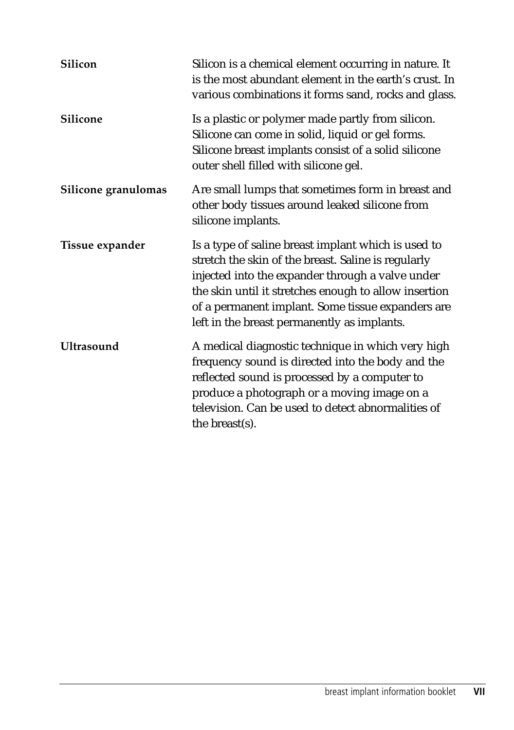**Silicon** Silicon is a chemical element occurring in nature. It is the most abundant element in the earth's crust. In various combinations it forms sand, rocks and glass.

**Silicone** Is a plastic or polymer made partly from silicon. Silicone can come in solid, liquid or gel forms. Silicone breast implants consist of a solid silicone outer shell filled with silicone gel.

**Silicone granulomas** Are small lumps that sometimes form in breast and other body tissues around leaked silicone from silicone implants.

**Tissue expander** Is a type of saline breast implant which is used to stretch the skin of the breast. Saline is regularly injected into the expander through a valve under the skin until it stretches enough to allow insertion of a permanent implant. Some tissue expanders are left in the breast permanently as implants.

**Ultrasound** A medical diagnostic technique in which very high frequency sound is directed into the body and the reflected sound is processed by a computer to produce a photograph or a moving image on a television. Can be used to detect abnormalities of the breast(s).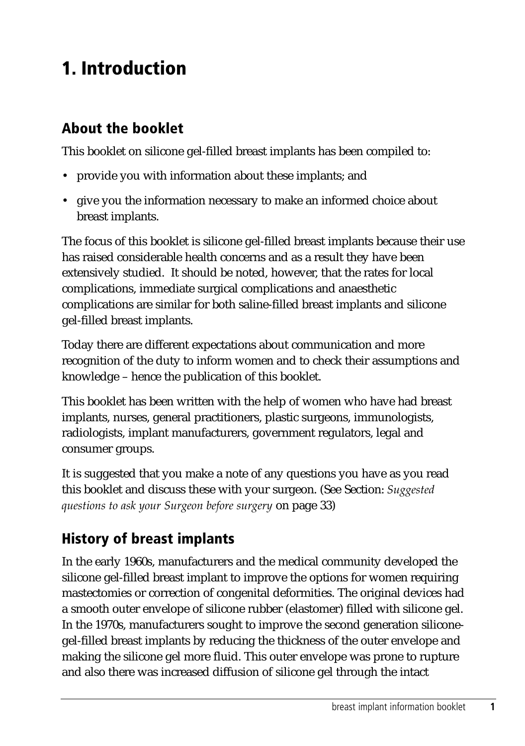# 1. Introduction

## About the booklet

This booklet on silicone gel-filled breast implants has been compiled to:

- provide you with information about these implants; and
- give you the information necessary to make an informed choice about breast implants.

The focus of this booklet is silicone gel-filled breast implants because their use has raised considerable health concerns and as a result they have been extensively studied. It should be noted, however, that the rates for local complications, immediate surgical complications and anaesthetic complications are similar for both saline-filled breast implants and silicone gel-filled breast implants.

Today there are different expectations about communication and more recognition of the duty to inform women and to check their assumptions and knowledge – hence the publication of this booklet.

This booklet has been written with the help of women who have had breast implants, nurses, general practitioners, plastic surgeons, immunologists, radiologists, implant manufacturers, government regulators, legal and consumer groups.

It is suggested that you make a note of any questions you have as you read this booklet and discuss these with your surgeon. (See Section: *Suggested questions to ask your Surgeon before surgery* on page 33)

## History of breast implants

In the early 1960s, manufacturers and the medical community developed the silicone gel-filled breast implant to improve the options for women requiring mastectomies or correction of congenital deformities. The original devices had a smooth outer envelope of silicone rubber (elastomer) filled with silicone gel. In the 1970s, manufacturers sought to improve the second generation silicone-gel-filled breast implants by reducing the thickness of the outer envelope and making the silicone gel more fluid. This outer envelope was prone to rupture and also there was increased diffusion of silicone gel through the intact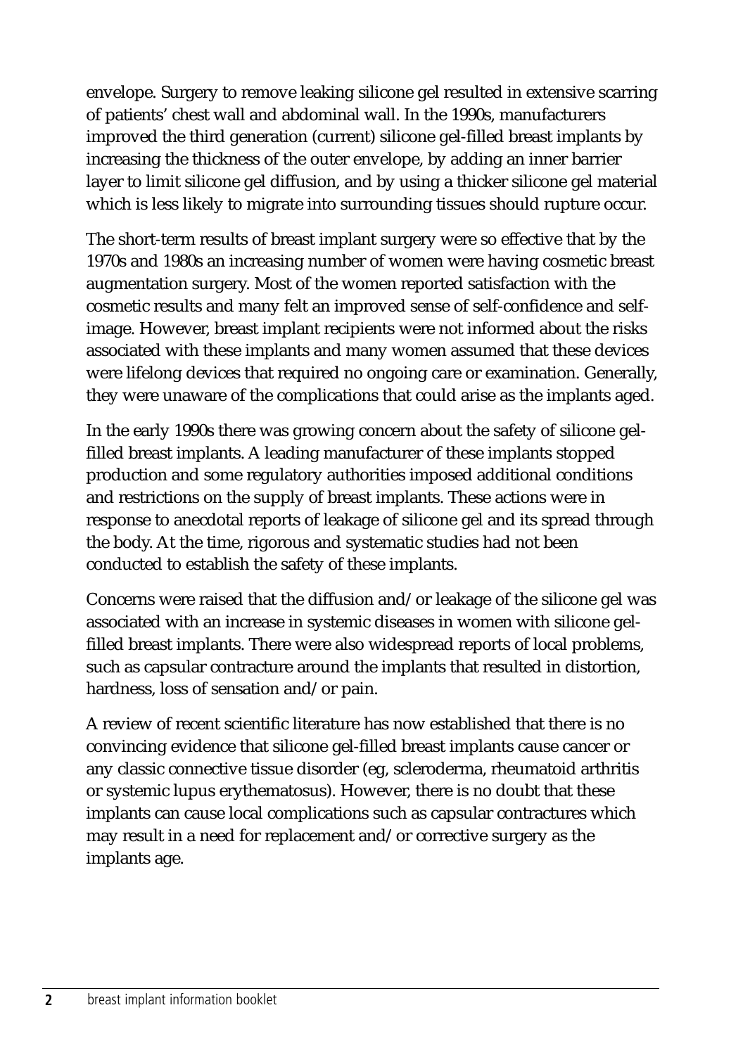envelope. Surgery to remove leaking silicone gel resulted in extensive scarring of patients' chest wall and abdominal wall. In the 1990s, manufacturers improved the third generation (current) silicone gel-filled breast implants by increasing the thickness of the outer envelope, by adding an inner barrier layer to limit silicone gel diffusion, and by using a thicker silicone gel material which is less likely to migrate into surrounding tissues should rupture occur.

The short-term results of breast implant surgery were so effective that by the 1970s and 1980s an increasing number of women were having cosmetic breast augmentation surgery. Most of the women reported satisfaction with the cosmetic results and many felt an improved sense of self-confidence and self-image. However, breast implant recipients were not informed about the risks associated with these implants and many women assumed that these devices were lifelong devices that required no ongoing care or examination. Generally, they were unaware of the complications that could arise as the implants aged.

In the early 1990s there was growing concern about the safety of silicone gel-filled breast implants. A leading manufacturer of these implants stopped production and some regulatory authorities imposed additional conditions and restrictions on the supply of breast implants. These actions were in response to anecdotal reports of leakage of silicone gel and its spread through the body. At the time, rigorous and systematic studies had not been conducted to establish the safety of these implants.

Concerns were raised that the diffusion and/or leakage of the silicone gel was associated with an increase in systemic diseases in women with silicone gel-filled breast implants. There were also widespread reports of local problems, such as capsular contracture around the implants that resulted in distortion, hardness, loss of sensation and/or pain.

A review of recent scientific literature has now established that there is no convincing evidence that silicone gel-filled breast implants cause cancer or any classic connective tissue disorder (eg, scleroderma, rheumatoid arthritis or systemic lupus erythematosus). However, there is no doubt that these implants can cause local complications such as capsular contractures which may result in a need for replacement and/or corrective surgery as the implants age.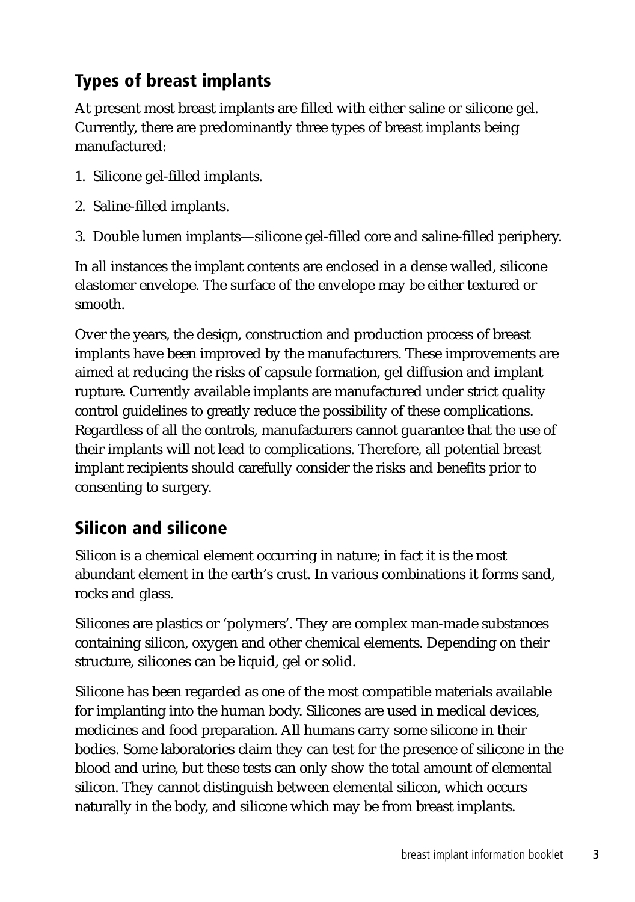## Types of breast implants

At present most breast implants are filled with either saline or silicone gel. Currently, there are predominantly three types of breast implants being manufactured:

1. Silicone gel-filled implants.
2. Saline-filled implants.
3. Double lumen implants—silicone gel-filled core and saline-filled periphery.

In all instances the implant contents are enclosed in a dense walled, silicone elastomer envelope. The surface of the envelope may be either textured or smooth.

Over the years, the design, construction and production process of breast implants have been improved by the manufacturers. These improvements are aimed at reducing the risks of capsule formation, gel diffusion and implant rupture. Currently available implants are manufactured under strict quality control guidelines to greatly reduce the possibility of these complications. Regardless of all the controls, manufacturers cannot guarantee that the use of their implants will not lead to complications. Therefore, all potential breast implant recipients should carefully consider the risks and benefits prior to consenting to surgery.

## Silicon and silicone

Silicon is a chemical element occurring in nature; in fact it is the most abundant element in the earth's crust. In various combinations it forms sand, rocks and glass.

Silicones are plastics or 'polymers'. They are complex man-made substances containing silicon, oxygen and other chemical elements. Depending on their structure, silicones can be liquid, gel or solid.

Silicone has been regarded as one of the most compatible materials available for implanting into the human body. Silicones are used in medical devices, medicines and food preparation. All humans carry some silicone in their bodies. Some laboratories claim they can test for the presence of silicone in the blood and urine, but these tests can only show the total amount of elemental silicon. They cannot distinguish between elemental silicon, which occurs naturally in the body, and silicone which may be from breast implants.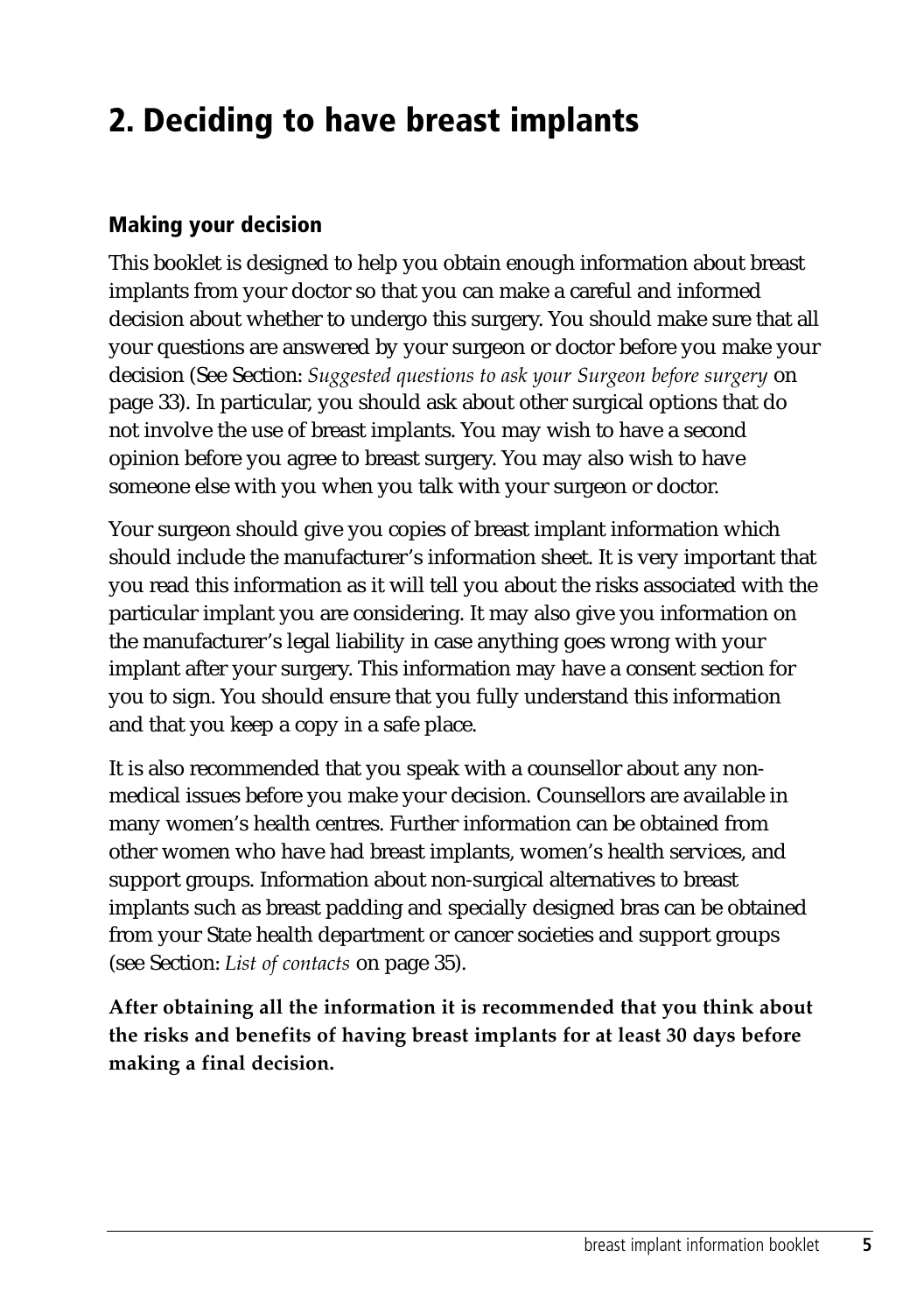# 2. Deciding to have breast implants

## Making your decision

This booklet is designed to help you obtain enough information about breast implants from your doctor so that you can make a careful and informed decision about whether to undergo this surgery. You should make sure that all your questions are answered by your surgeon or doctor before you make your decision (See Section: *Suggested questions to ask your Surgeon before surgery* on page 33). In particular, you should ask about other surgical options that do not involve the use of breast implants. You may wish to have a second opinion before you agree to breast surgery. You may also wish to have someone else with you when you talk with your surgeon or doctor.

Your surgeon should give you copies of breast implant information which should include the manufacturer's information sheet. It is very important that you read this information as it will tell you about the risks associated with the particular implant you are considering. It may also give you information on the manufacturer's legal liability in case anything goes wrong with your implant after your surgery. This information may have a consent section for you to sign. You should ensure that you fully understand this information and that you keep a copy in a safe place.

It is also recommended that you speak with a counsellor about any non-medical issues before you make your decision. Counsellors are available in many women's health centres. Further information can be obtained from other women who have had breast implants, women's health services, and support groups. Information about non-surgical alternatives to breast implants such as breast padding and specially designed bras can be obtained from your State health department or cancer societies and support groups (see Section: *List of contacts* on page 35).

**After obtaining all the information it is recommended that you think about the risks and benefits of having breast implants for at least 30 days before making a final decision.**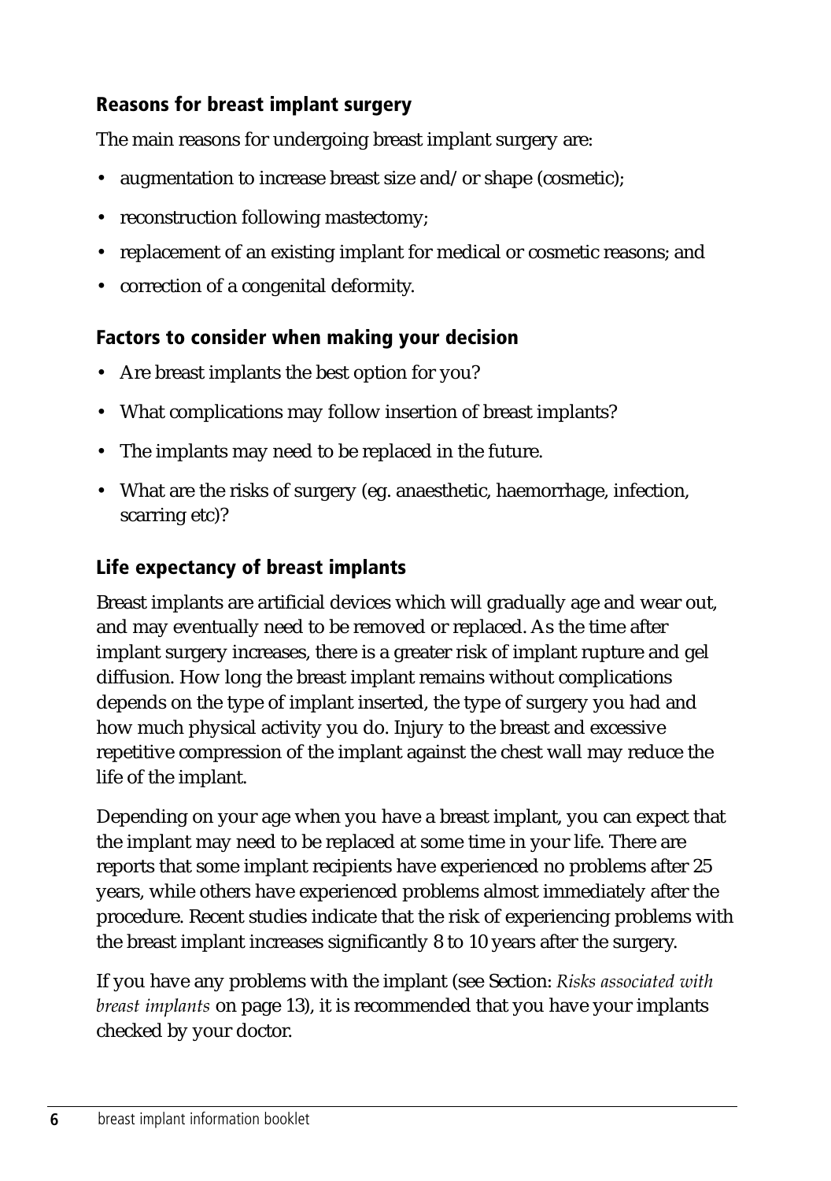## Reasons for breast implant surgery

The main reasons for undergoing breast implant surgery are:

- augmentation to increase breast size and/or shape (cosmetic);
- reconstruction following mastectomy;
- replacement of an existing implant for medical or cosmetic reasons; and
- correction of a congenital deformity.

## Factors to consider when making your decision

- Are breast implants the best option for you?
- What complications may follow insertion of breast implants?
- The implants may need to be replaced in the future.
- What are the risks of surgery (eg. anaesthetic, haemorrhage, infection, scarring etc)?

## Life expectancy of breast implants

Breast implants are artificial devices which will gradually age and wear out, and may eventually need to be removed or replaced. As the time after implant surgery increases, there is a greater risk of implant rupture and gel diffusion. How long the breast implant remains without complications depends on the type of implant inserted, the type of surgery you had and how much physical activity you do. Injury to the breast and excessive repetitive compression of the implant against the chest wall may reduce the life of the implant.

Depending on your age when you have a breast implant, you can expect that the implant may need to be replaced at some time in your life. There are reports that some implant recipients have experienced no problems after 25 years, while others have experienced problems almost immediately after the procedure. Recent studies indicate that the risk of experiencing problems with the breast implant increases significantly 8 to 10 years after the surgery.

If you have any problems with the implant (see Section: *Risks associated with breast implants* on page 13), it is recommended that you have your implants checked by your doctor.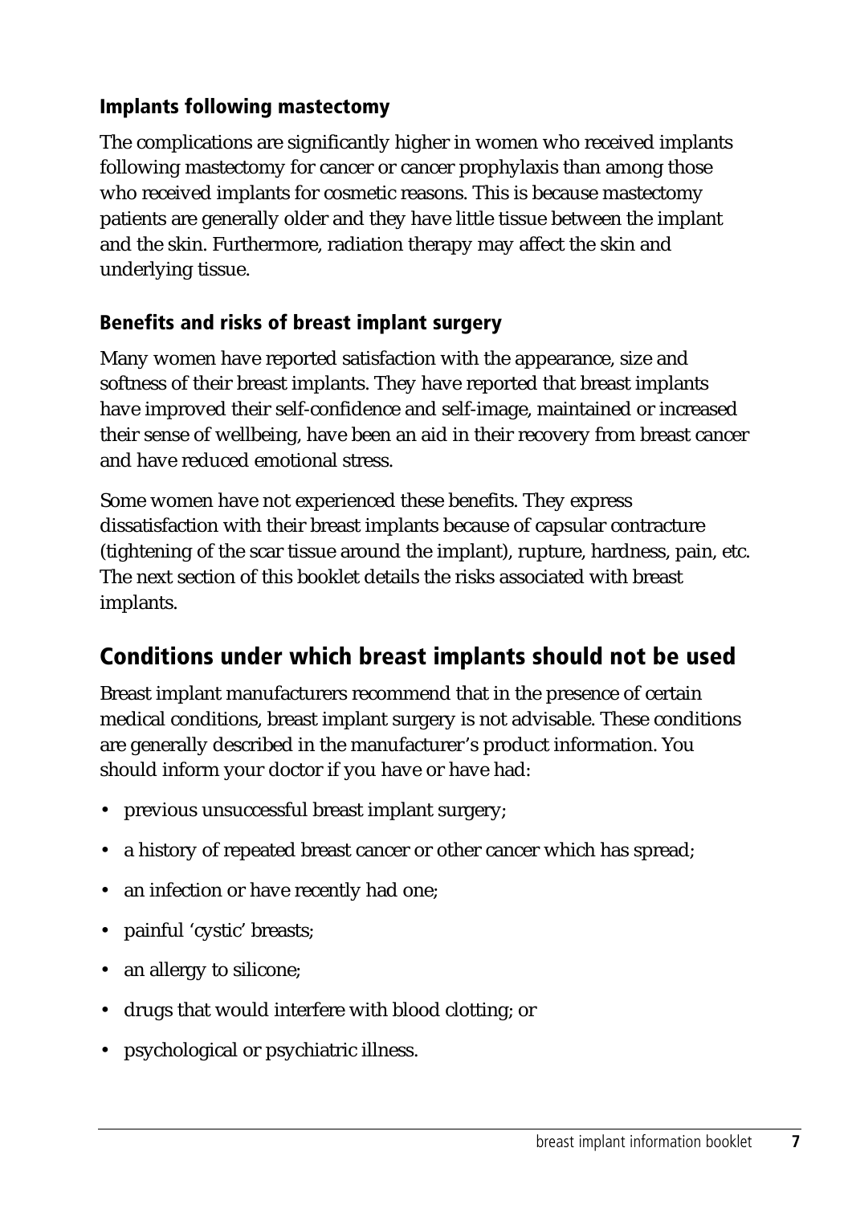### Implants following mastectomy

The complications are significantly higher in women who received implants following mastectomy for cancer or cancer prophylaxis than among those who received implants for cosmetic reasons. This is because mastectomy patients are generally older and they have little tissue between the implant and the skin. Furthermore, radiation therapy may affect the skin and underlying tissue.

### Benefits and risks of breast implant surgery

Many women have reported satisfaction with the appearance, size and softness of their breast implants. They have reported that breast implants have improved their self-confidence and self-image, maintained or increased their sense of wellbeing, have been an aid in their recovery from breast cancer and have reduced emotional stress.

Some women have not experienced these benefits. They express dissatisfaction with their breast implants because of capsular contracture (tightening of the scar tissue around the implant), rupture, hardness, pain, etc. The next section of this booklet details the risks associated with breast implants.

## Conditions under which breast implants should not be used

Breast implant manufacturers recommend that in the presence of certain medical conditions, breast implant surgery is not advisable. These conditions are generally described in the manufacturer's product information. You should inform your doctor if you have or have had:

- previous unsuccessful breast implant surgery;
- a history of repeated breast cancer or other cancer which has spread;
- an infection or have recently had one;
- painful 'cystic' breasts;
- an allergy to silicone;
- drugs that would interfere with blood clotting; or
- psychological or psychiatric illness.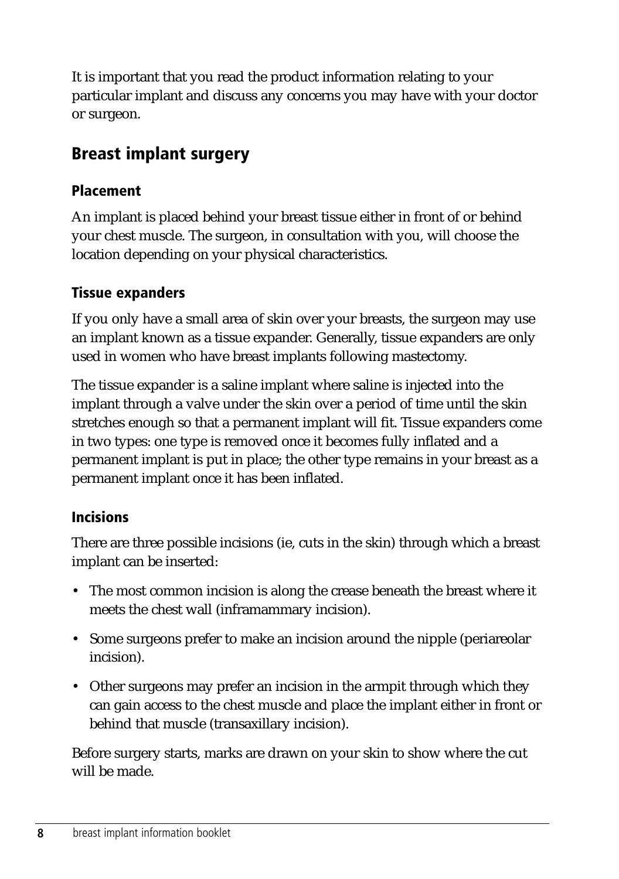It is important that you read the product information relating to your particular implant and discuss any concerns you may have with your doctor or surgeon.

## Breast implant surgery

### Placement

An implant is placed behind your breast tissue either in front of or behind your chest muscle. The surgeon, in consultation with you, will choose the location depending on your physical characteristics.

### Tissue expanders

If you only have a small area of skin over your breasts, the surgeon may use an implant known as a tissue expander. Generally, tissue expanders are only used in women who have breast implants following mastectomy.

The tissue expander is a saline implant where saline is injected into the implant through a valve under the skin over a period of time until the skin stretches enough so that a permanent implant will fit. Tissue expanders come in two types: one type is removed once it becomes fully inflated and a permanent implant is put in place; the other type remains in your breast as a permanent implant once it has been inflated.

### Incisions

There are three possible incisions (ie, cuts in the skin) through which a breast implant can be inserted:

- The most common incision is along the crease beneath the breast where it meets the chest wall (inframammary incision).
- Some surgeons prefer to make an incision around the nipple (periareolar incision).
- Other surgeons may prefer an incision in the armpit through which they can gain access to the chest muscle and place the implant either in front or behind that muscle (transaxillary incision).

Before surgery starts, marks are drawn on your skin to show where the cut will be made.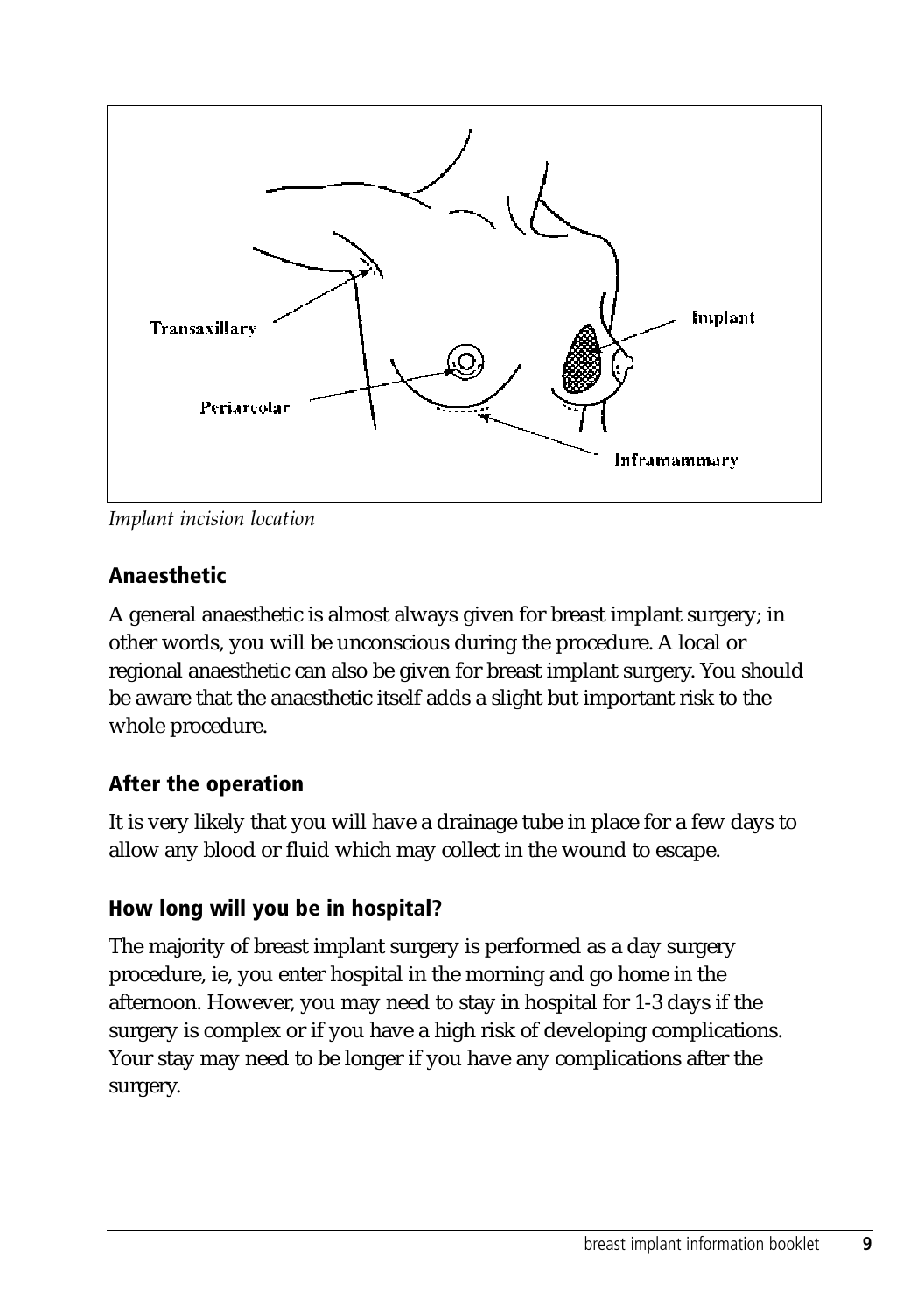*Implant incision location*

## Anaesthetic

A general anaesthetic is almost always given for breast implant surgery; in other words, you will be unconscious during the procedure. A local or regional anaesthetic can also be given for breast implant surgery. You should be aware that the anaesthetic itself adds a slight but important risk to the whole procedure.

## After the operation

It is very likely that you will have a drainage tube in place for a few days to allow any blood or fluid which may collect in the wound to escape.

## How long will you be in hospital?

The majority of breast implant surgery is performed as a day surgery procedure, ie, you enter hospital in the morning and go home in the afternoon. However, you may need to stay in hospital for 1-3 days if the surgery is complex or if you have a high risk of developing complications. Your stay may need to be longer if you have any complications after the surgery.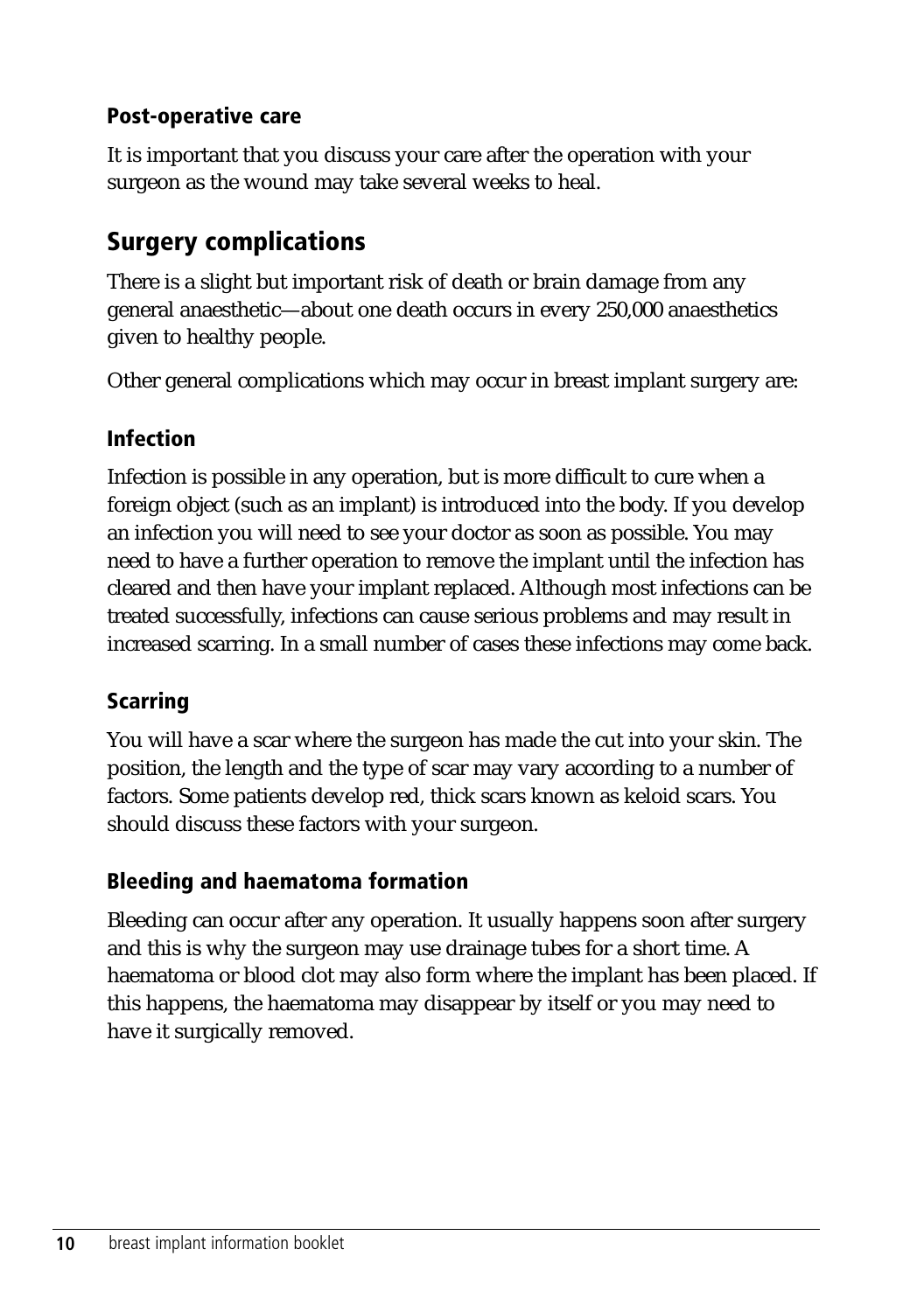### Post-operative care

It is important that you discuss your care after the operation with your surgeon as the wound may take several weeks to heal.

## Surgery complications

There is a slight but important risk of death or brain damage from any general anaesthetic—about one death occurs in every 250,000 anaesthetics given to healthy people.

Other general complications which may occur in breast implant surgery are:

### Infection

Infection is possible in any operation, but is more difficult to cure when a foreign object (such as an implant) is introduced into the body. If you develop an infection you will need to see your doctor as soon as possible. You may need to have a further operation to remove the implant until the infection has cleared and then have your implant replaced. Although most infections can be treated successfully, infections can cause serious problems and may result in increased scarring. In a small number of cases these infections may come back.

### Scarring

You will have a scar where the surgeon has made the cut into your skin. The position, the length and the type of scar may vary according to a number of factors. Some patients develop red, thick scars known as keloid scars. You should discuss these factors with your surgeon.

### Bleeding and haematoma formation

Bleeding can occur after any operation. It usually happens soon after surgery and this is why the surgeon may use drainage tubes for a short time. A haematoma or blood clot may also form where the implant has been placed. If this happens, the haematoma may disappear by itself or you may need to have it surgically removed.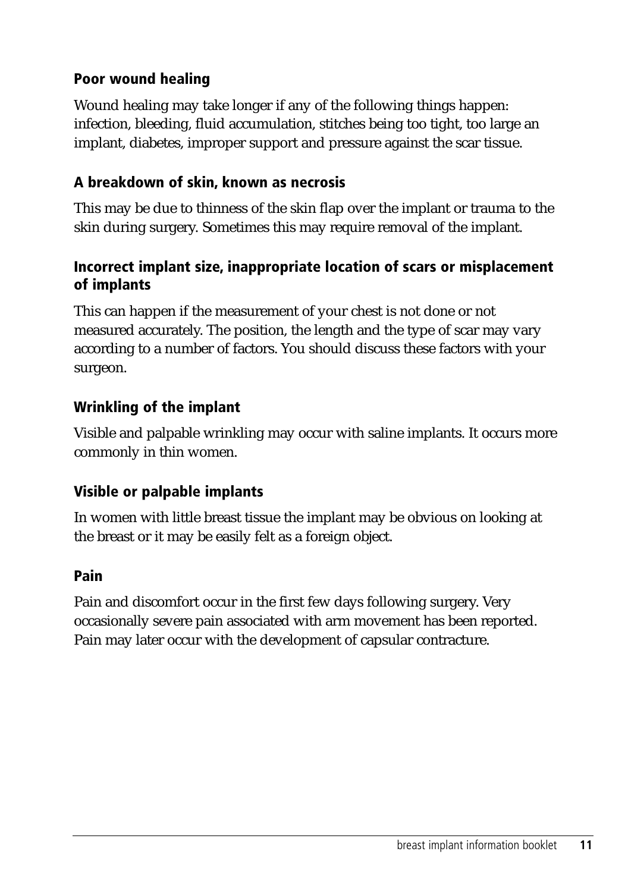### Poor wound healing

Wound healing may take longer if any of the following things happen: infection, bleeding, fluid accumulation, stitches being too tight, too large an implant, diabetes, improper support and pressure against the scar tissue.

### A breakdown of skin, known as necrosis

This may be due to thinness of the skin flap over the implant or trauma to the skin during surgery. Sometimes this may require removal of the implant.

### Incorrect implant size, inappropriate location of scars or misplacement of implants

This can happen if the measurement of your chest is not done or not measured accurately. The position, the length and the type of scar may vary according to a number of factors. You should discuss these factors with your surgeon.

### Wrinkling of the implant

Visible and palpable wrinkling may occur with saline implants. It occurs more commonly in thin women.

### Visible or palpable implants

In women with little breast tissue the implant may be obvious on looking at the breast or it may be easily felt as a foreign object.

### Pain

Pain and discomfort occur in the first few days following surgery. Very occasionally severe pain associated with arm movement has been reported. Pain may later occur with the development of capsular contracture.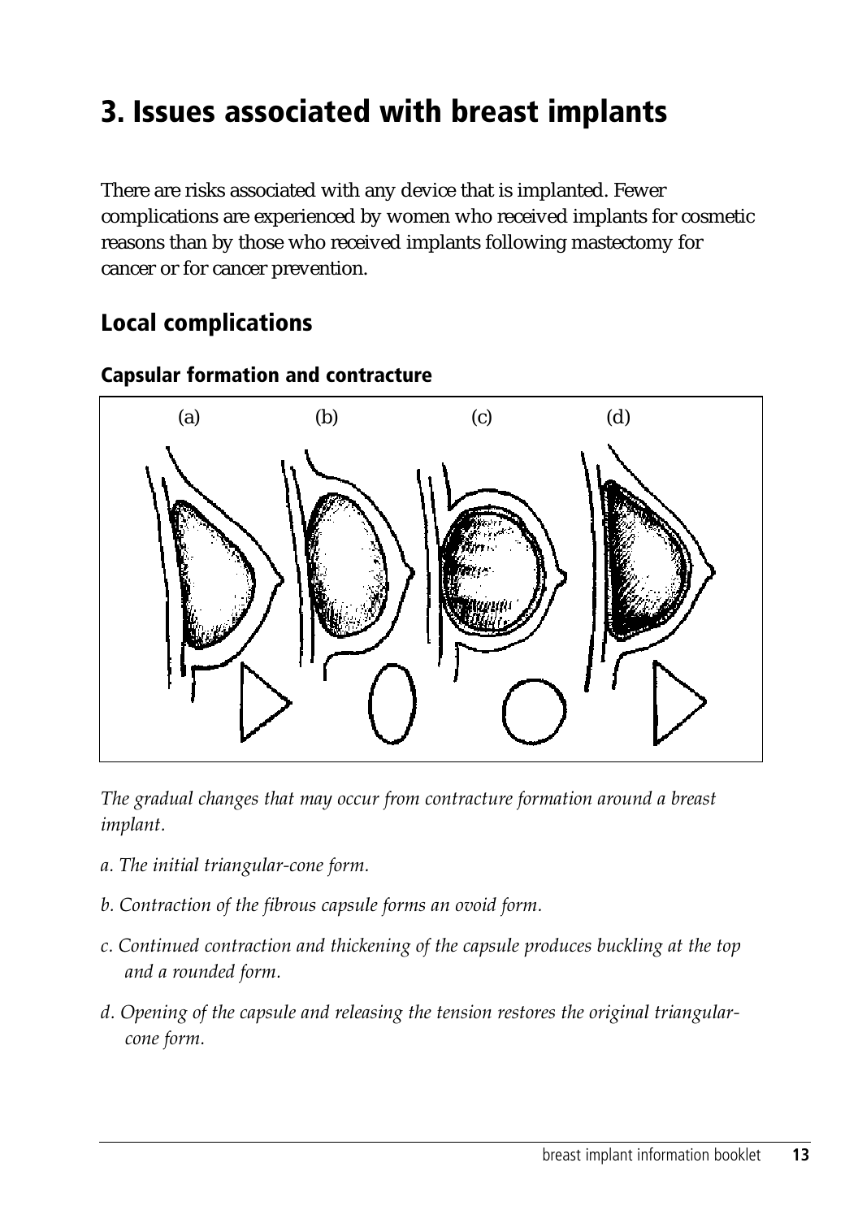# 3. Issues associated with breast implants

There are risks associated with any device that is implanted. Fewer complications are experienced by women who received implants for cosmetic reasons than by those who received implants following mastectomy for cancer or for cancer prevention.

## Local complications

### Capsular formation and contracture

(a) (b) (c) (d)

*The gradual changes that may occur from contracture formation around a breast implant.*

- *a. The initial triangular-cone form.*
- *b. Contraction of the fibrous capsule forms an ovoid form.*
- *c. Continued contraction and thickening of the capsule produces buckling at the top and a rounded form.*
- *d. Opening of the capsule and releasing the tension restores the original triangular-cone form.*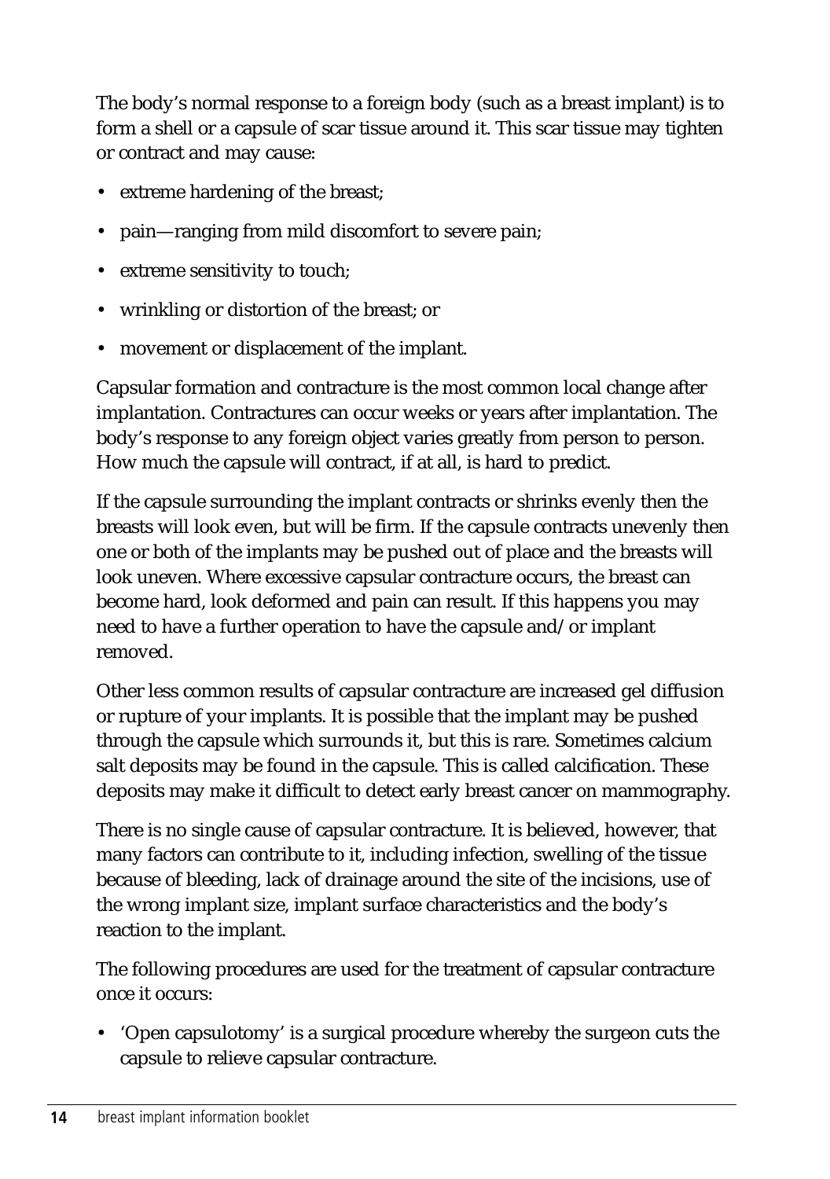The body's normal response to a foreign body (such as a breast implant) is to form a shell or a capsule of scar tissue around it. This scar tissue may tighten or contract and may cause:

- extreme hardening of the breast;
- pain—ranging from mild discomfort to severe pain;
- extreme sensitivity to touch;
- wrinkling or distortion of the breast; or
- movement or displacement of the implant.

Capsular formation and contracture is the most common local change after implantation. Contractures can occur weeks or years after implantation. The body's response to any foreign object varies greatly from person to person. How much the capsule will contract, if at all, is hard to predict.

If the capsule surrounding the implant contracts or shrinks evenly then the breasts will look even, but will be firm. If the capsule contracts unevenly then one or both of the implants may be pushed out of place and the breasts will look uneven. Where excessive capsular contracture occurs, the breast can become hard, look deformed and pain can result. If this happens you may need to have a further operation to have the capsule and/or implant removed.

Other less common results of capsular contracture are increased gel diffusion or rupture of your implants. It is possible that the implant may be pushed through the capsule which surrounds it, but this is rare. Sometimes calcium salt deposits may be found in the capsule. This is called calcification. These deposits may make it difficult to detect early breast cancer on mammography.

There is no single cause of capsular contracture. It is believed, however, that many factors can contribute to it, including infection, swelling of the tissue because of bleeding, lack of drainage around the site of the incisions, use of the wrong implant size, implant surface characteristics and the body's reaction to the implant.

The following procedures are used for the treatment of capsular contracture once it occurs:

- 'Open capsulotomy' is a surgical procedure whereby the surgeon cuts the capsule to relieve capsular contracture.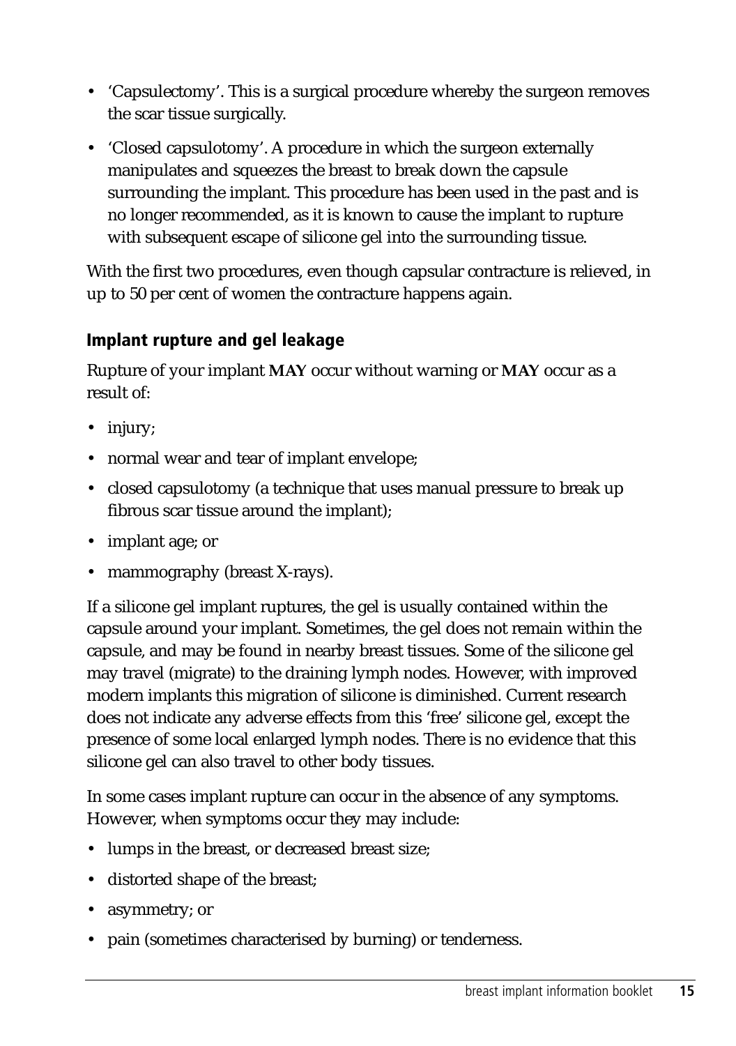- 'Capsulectomy'. This is a surgical procedure whereby the surgeon removes the scar tissue surgically.
- 'Closed capsulotomy'. A procedure in which the surgeon externally manipulates and squeezes the breast to break down the capsule surrounding the implant. This procedure has been used in the past and is no longer recommended, as it is known to cause the implant to rupture with subsequent escape of silicone gel into the surrounding tissue.

With the first two procedures, even though capsular contracture is relieved, in up to 50 per cent of women the contracture happens again.

### Implant rupture and gel leakage

Rupture of your implant **MAY** occur without warning or **MAY** occur as a result of:

- injury;
- normal wear and tear of implant envelope;
- closed capsulotomy (a technique that uses manual pressure to break up fibrous scar tissue around the implant);
- implant age; or
- mammography (breast X-rays).

If a silicone gel implant ruptures, the gel is usually contained within the capsule around your implant. Sometimes, the gel does not remain within the capsule, and may be found in nearby breast tissues. Some of the silicone gel may travel (migrate) to the draining lymph nodes. However, with improved modern implants this migration of silicone is diminished. Current research does not indicate any adverse effects from this 'free' silicone gel, except the presence of some local enlarged lymph nodes. There is no evidence that this silicone gel can also travel to other body tissues.

In some cases implant rupture can occur in the absence of any symptoms. However, when symptoms occur they may include:

- lumps in the breast, or decreased breast size;
- distorted shape of the breast;
- asymmetry; or
- pain (sometimes characterised by burning) or tenderness.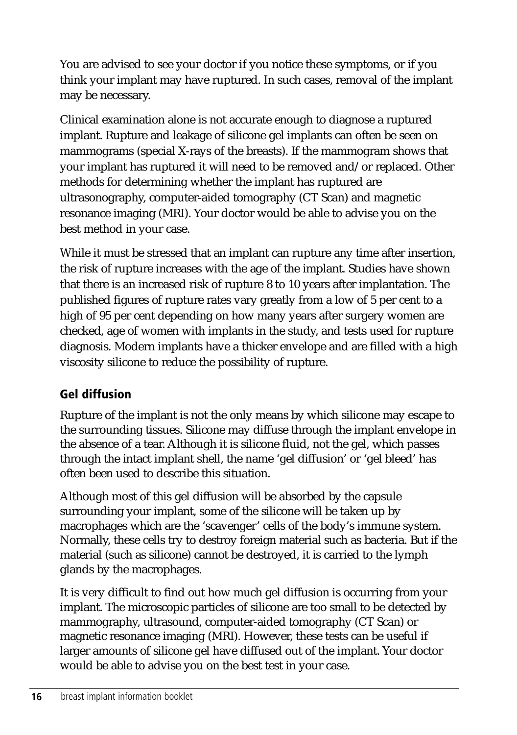You are advised to see your doctor if you notice these symptoms, or if you think your implant may have ruptured. In such cases, removal of the implant may be necessary.

Clinical examination alone is not accurate enough to diagnose a ruptured implant. Rupture and leakage of silicone gel implants can often be seen on mammograms (special X-rays of the breasts). If the mammogram shows that your implant has ruptured it will need to be removed and/or replaced. Other methods for determining whether the implant has ruptured are ultrasonography, computer-aided tomography (CT Scan) and magnetic resonance imaging (MRI). Your doctor would be able to advise you on the best method in your case.

While it must be stressed that an implant can rupture any time after insertion, the risk of rupture increases with the age of the implant. Studies have shown that there is an increased risk of rupture 8 to 10 years after implantation. The published figures of rupture rates vary greatly from a low of 5 per cent to a high of 95 per cent depending on how many years after surgery women are checked, age of women with implants in the study, and tests used for rupture diagnosis. Modern implants have a thicker envelope and are filled with a high viscosity silicone to reduce the possibility of rupture.

## Gel diffusion

Rupture of the implant is not the only means by which silicone may escape to the surrounding tissues. Silicone may diffuse through the implant envelope in the absence of a tear. Although it is silicone fluid, not the gel, which passes through the intact implant shell, the name 'gel diffusion' or 'gel bleed' has often been used to describe this situation.

Although most of this gel diffusion will be absorbed by the capsule surrounding your implant, some of the silicone will be taken up by macrophages which are the 'scavenger' cells of the body's immune system. Normally, these cells try to destroy foreign material such as bacteria. But if the material (such as silicone) cannot be destroyed, it is carried to the lymph glands by the macrophages.

It is very difficult to find out how much gel diffusion is occurring from your implant. The microscopic particles of silicone are too small to be detected by mammography, ultrasound, computer-aided tomography (CT Scan) or magnetic resonance imaging (MRI). However, these tests can be useful if larger amounts of silicone gel have diffused out of the implant. Your doctor would be able to advise you on the best test in your case.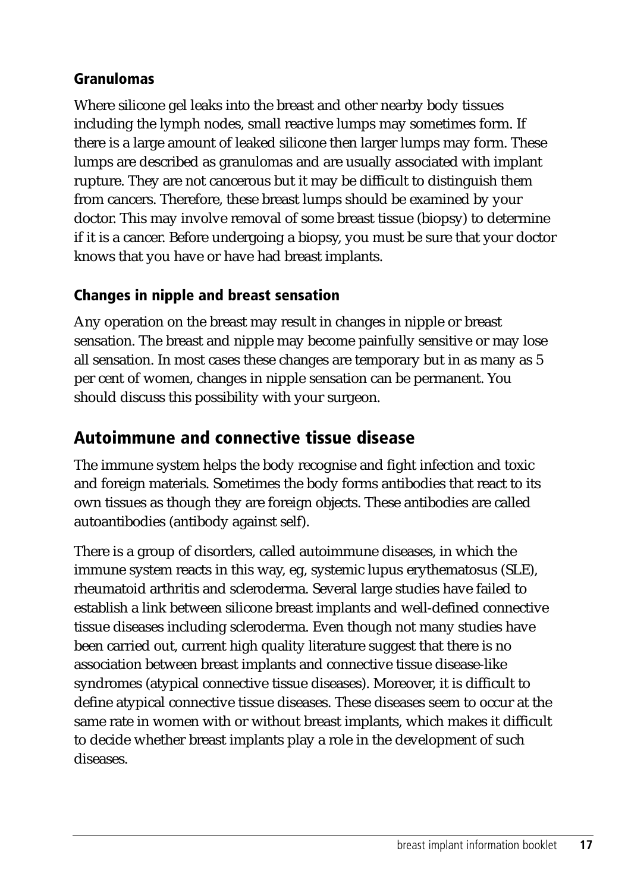### Granulomas

Where silicone gel leaks into the breast and other nearby body tissues including the lymph nodes, small reactive lumps may sometimes form. If there is a large amount of leaked silicone then larger lumps may form. These lumps are described as granulomas and are usually associated with implant rupture. They are not cancerous but it may be difficult to distinguish them from cancers. Therefore, these breast lumps should be examined by your doctor. This may involve removal of some breast tissue (biopsy) to determine if it is a cancer. Before undergoing a biopsy, you must be sure that your doctor knows that you have or have had breast implants.

### Changes in nipple and breast sensation

Any operation on the breast may result in changes in nipple or breast sensation. The breast and nipple may become painfully sensitive or may lose all sensation. In most cases these changes are temporary but in as many as 5 per cent of women, changes in nipple sensation can be permanent. You should discuss this possibility with your surgeon.

## Autoimmune and connective tissue disease

The immune system helps the body recognise and fight infection and toxic and foreign materials. Sometimes the body forms antibodies that react to its own tissues as though they are foreign objects. These antibodies are called autoantibodies (antibody against self).

There is a group of disorders, called autoimmune diseases, in which the immune system reacts in this way, eg, systemic lupus erythematosus (SLE), rheumatoid arthritis and scleroderma. Several large studies have failed to establish a link between silicone breast implants and well-defined connective tissue diseases including scleroderma. Even though not many studies have been carried out, current high quality literature suggest that there is no association between breast implants and connective tissue disease-like syndromes (atypical connective tissue diseases). Moreover, it is difficult to define atypical connective tissue diseases. These diseases seem to occur at the same rate in women with or without breast implants, which makes it difficult to decide whether breast implants play a role in the development of such diseases.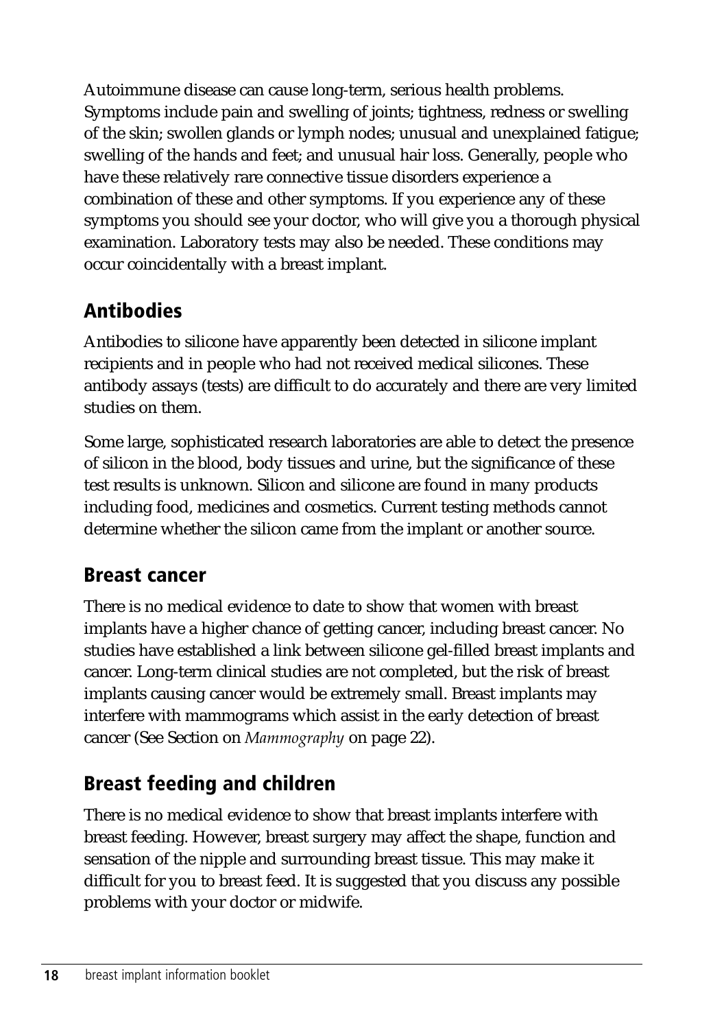Autoimmune disease can cause long-term, serious health problems. Symptoms include pain and swelling of joints; tightness, redness or swelling of the skin; swollen glands or lymph nodes; unusual and unexplained fatigue; swelling of the hands and feet; and unusual hair loss. Generally, people who have these relatively rare connective tissue disorders experience a combination of these and other symptoms. If you experience any of these symptoms you should see your doctor, who will give you a thorough physical examination. Laboratory tests may also be needed. These conditions may occur coincidentally with a breast implant.

## Antibodies

Antibodies to silicone have apparently been detected in silicone implant recipients and in people who had not received medical silicones. These antibody assays (tests) are difficult to do accurately and there are very limited studies on them.

Some large, sophisticated research laboratories are able to detect the presence of silicon in the blood, body tissues and urine, but the significance of these test results is unknown. Silicon and silicone are found in many products including food, medicines and cosmetics. Current testing methods cannot determine whether the silicon came from the implant or another source.

## Breast cancer

There is no medical evidence to date to show that women with breast implants have a higher chance of getting cancer, including breast cancer. No studies have established a link between silicone gel-filled breast implants and cancer. Long-term clinical studies are not completed, but the risk of breast implants causing cancer would be extremely small. Breast implants may interfere with mammograms which assist in the early detection of breast cancer (See Section on *Mammography* on page 22).

## Breast feeding and children

There is no medical evidence to show that breast implants interfere with breast feeding. However, breast surgery may affect the shape, function and sensation of the nipple and surrounding breast tissue. This may make it difficult for you to breast feed. It is suggested that you discuss any possible problems with your doctor or midwife.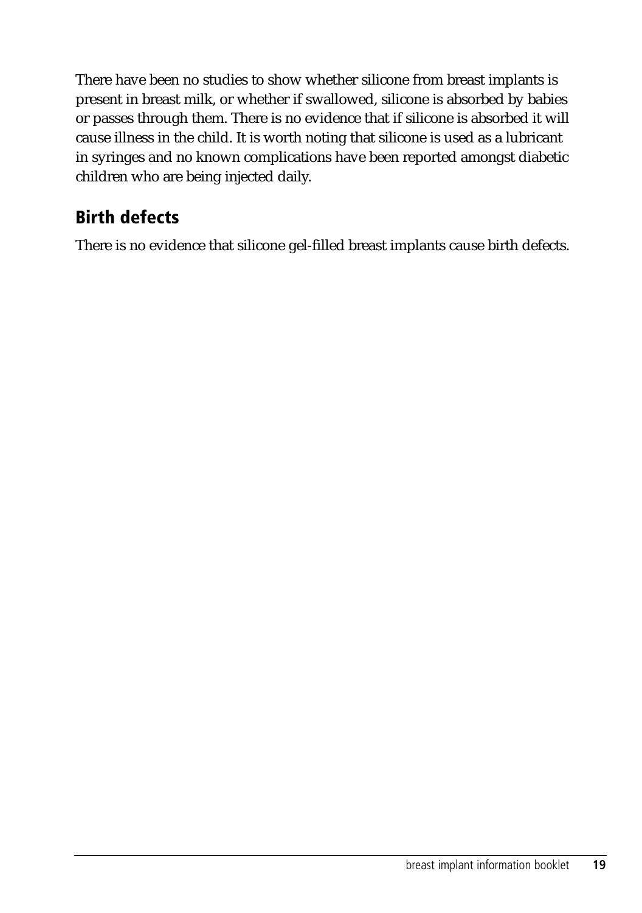There have been no studies to show whether silicone from breast implants is present in breast milk, or whether if swallowed, silicone is absorbed by babies or passes through them. There is no evidence that if silicone is absorbed it will cause illness in the child. It is worth noting that silicone is used as a lubricant in syringes and no known complications have been reported amongst diabetic children who are being injected daily.

## Birth defects

There is no evidence that silicone gel-filled breast implants cause birth defects.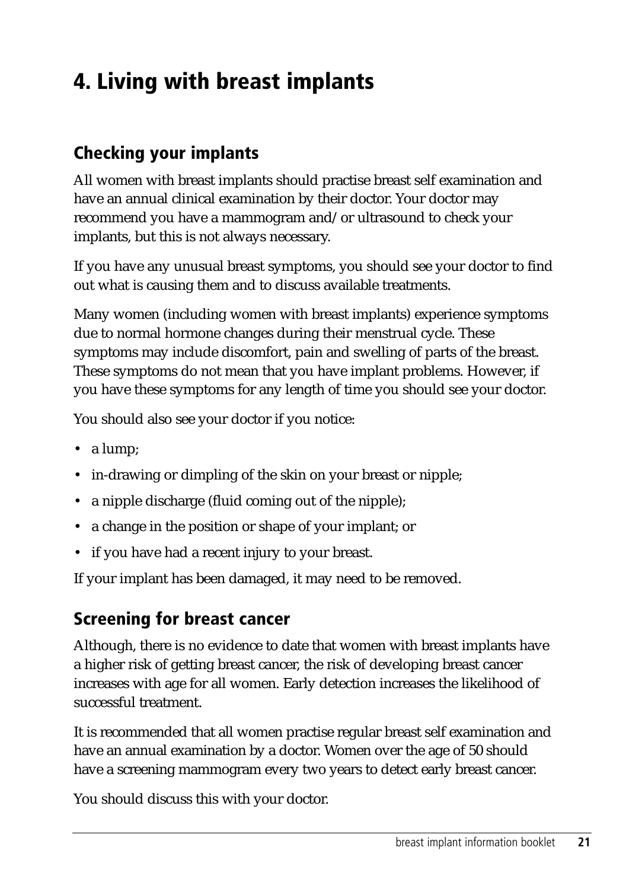# 4. Living with breast implants

## Checking your implants

All women with breast implants should practise breast self examination and have an annual clinical examination by their doctor. Your doctor may recommend you have a mammogram and/or ultrasound to check your implants, but this is not always necessary.

If you have any unusual breast symptoms, you should see your doctor to find out what is causing them and to discuss available treatments.

Many women (including women with breast implants) experience symptoms due to normal hormone changes during their menstrual cycle. These symptoms may include discomfort, pain and swelling of parts of the breast. These symptoms do not mean that you have implant problems. However, if you have these symptoms for any length of time you should see your doctor.

You should also see your doctor if you notice:

- a lump;
- in-drawing or dimpling of the skin on your breast or nipple;
- a nipple discharge (fluid coming out of the nipple);
- a change in the position or shape of your implant; or
- if you have had a recent injury to your breast.

If your implant has been damaged, it may need to be removed.

## Screening for breast cancer

Although, there is no evidence to date that women with breast implants have a higher risk of getting breast cancer, the risk of developing breast cancer increases with age for all women. Early detection increases the likelihood of successful treatment.

It is recommended that all women practise regular breast self examination and have an annual examination by a doctor. Women over the age of 50 should have a screening mammogram every two years to detect early breast cancer.

You should discuss this with your doctor.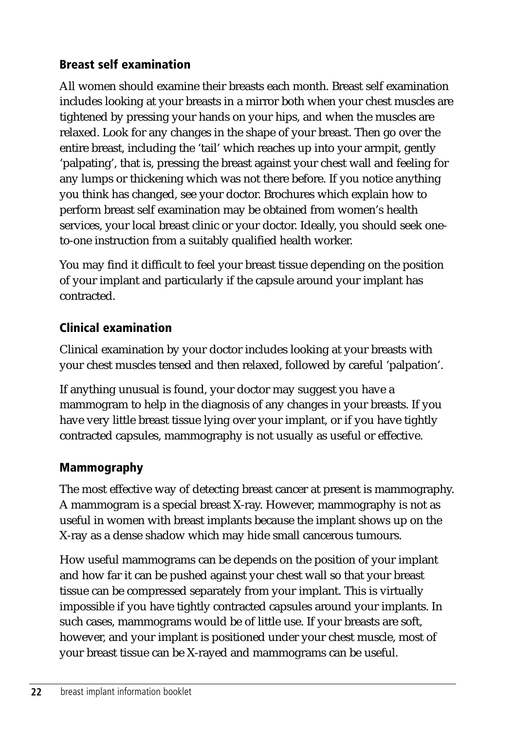## Breast self examination

All women should examine their breasts each month. Breast self examination includes looking at your breasts in a mirror both when your chest muscles are tightened by pressing your hands on your hips, and when the muscles are relaxed. Look for any changes in the shape of your breast. Then go over the entire breast, including the 'tail' which reaches up into your armpit, gently 'palpating', that is, pressing the breast against your chest wall and feeling for any lumps or thickening which was not there before. If you notice anything you think has changed, see your doctor. Brochures which explain how to perform breast self examination may be obtained from women's health services, your local breast clinic or your doctor. Ideally, you should seek one-to-one instruction from a suitably qualified health worker.

You may find it difficult to feel your breast tissue depending on the position of your implant and particularly if the capsule around your implant has contracted.

## Clinical examination

Clinical examination by your doctor includes looking at your breasts with your chest muscles tensed and then relaxed, followed by careful 'palpation'.

If anything unusual is found, your doctor may suggest you have a mammogram to help in the diagnosis of any changes in your breasts. If you have very little breast tissue lying over your implant, or if you have tightly contracted capsules, mammography is not usually as useful or effective.

## Mammography

The most effective way of detecting breast cancer at present is mammography. A mammogram is a special breast X-ray. However, mammography is not as useful in women with breast implants because the implant shows up on the X-ray as a dense shadow which may hide small cancerous tumours.

How useful mammograms can be depends on the position of your implant and how far it can be pushed against your chest wall so that your breast tissue can be compressed separately from your implant. This is virtually impossible if you have tightly contracted capsules around your implants. In such cases, mammograms would be of little use. If your breasts are soft, however, and your implant is positioned under your chest muscle, most of your breast tissue can be X-rayed and mammograms can be useful.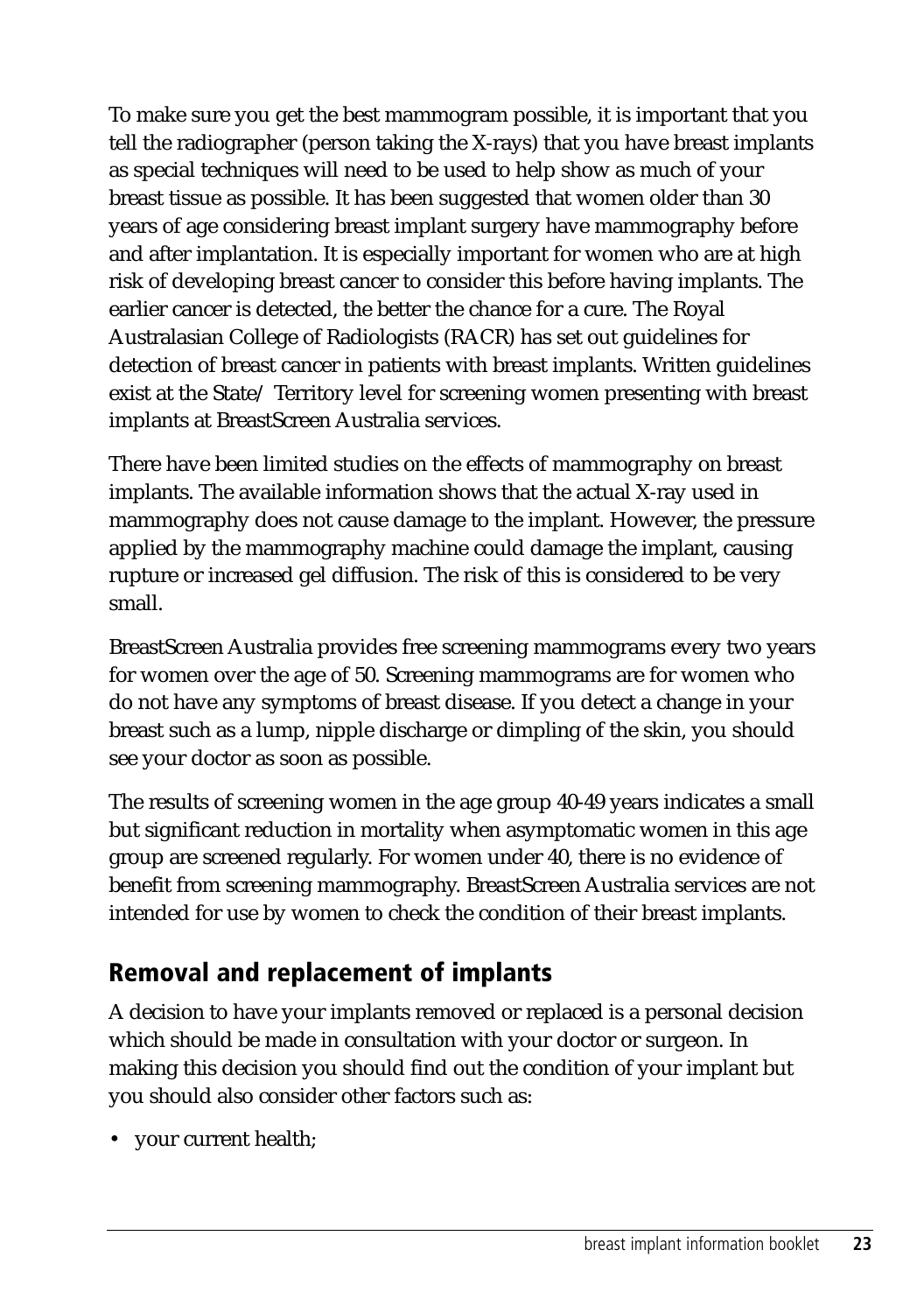To make sure you get the best mammogram possible, it is important that you tell the radiographer (person taking the X-rays) that you have breast implants as special techniques will need to be used to help show as much of your breast tissue as possible. It has been suggested that women older than 30 years of age considering breast implant surgery have mammography before and after implantation. It is especially important for women who are at high risk of developing breast cancer to consider this before having implants. The earlier cancer is detected, the better the chance for a cure. The Royal Australasian College of Radiologists (RACR) has set out guidelines for detection of breast cancer in patients with breast implants. Written guidelines exist at the State/ Territory level for screening women presenting with breast implants at BreastScreen Australia services.

There have been limited studies on the effects of mammography on breast implants. The available information shows that the actual X-ray used in mammography does not cause damage to the implant. However, the pressure applied by the mammography machine could damage the implant, causing rupture or increased gel diffusion. The risk of this is considered to be very small.

BreastScreen Australia provides free screening mammograms every two years for women over the age of 50. Screening mammograms are for women who do not have any symptoms of breast disease. If you detect a change in your breast such as a lump, nipple discharge or dimpling of the skin, you should see your doctor as soon as possible.

The results of screening women in the age group 40-49 years indicates a small but significant reduction in mortality when asymptomatic women in this age group are screened regularly. For women under 40, there is no evidence of benefit from screening mammography. BreastScreen Australia services are not intended for use by women to check the condition of their breast implants.

## Removal and replacement of implants

A decision to have your implants removed or replaced is a personal decision which should be made in consultation with your doctor or surgeon. In making this decision you should find out the condition of your implant but you should also consider other factors such as:

- your current health;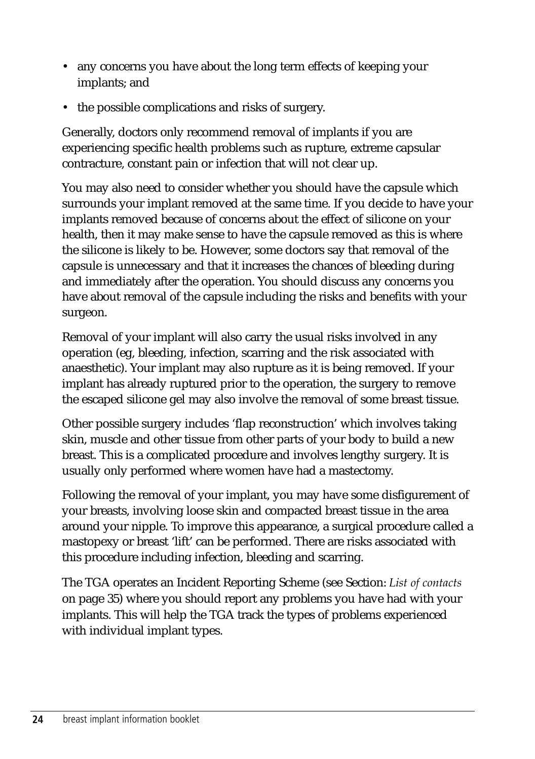- any concerns you have about the long term effects of keeping your implants; and
- the possible complications and risks of surgery.

Generally, doctors only recommend removal of implants if you are experiencing specific health problems such as rupture, extreme capsular contracture, constant pain or infection that will not clear up.

You may also need to consider whether you should have the capsule which surrounds your implant removed at the same time. If you decide to have your implants removed because of concerns about the effect of silicone on your health, then it may make sense to have the capsule removed as this is where the silicone is likely to be. However, some doctors say that removal of the capsule is unnecessary and that it increases the chances of bleeding during and immediately after the operation. You should discuss any concerns you have about removal of the capsule including the risks and benefits with your surgeon.

Removal of your implant will also carry the usual risks involved in any operation (eg, bleeding, infection, scarring and the risk associated with anaesthetic). Your implant may also rupture as it is being removed. If your implant has already ruptured prior to the operation, the surgery to remove the escaped silicone gel may also involve the removal of some breast tissue.

Other possible surgery includes 'flap reconstruction' which involves taking skin, muscle and other tissue from other parts of your body to build a new breast. This is a complicated procedure and involves lengthy surgery. It is usually only performed where women have had a mastectomy.

Following the removal of your implant, you may have some disfigurement of your breasts, involving loose skin and compacted breast tissue in the area around your nipple. To improve this appearance, a surgical procedure called a mastopexy or breast 'lift' can be performed. There are risks associated with this procedure including infection, bleeding and scarring.

The TGA operates an Incident Reporting Scheme (see Section: *List of contacts* on page 35) where you should report any problems you have had with your implants. This will help the TGA track the types of problems experienced with individual implant types.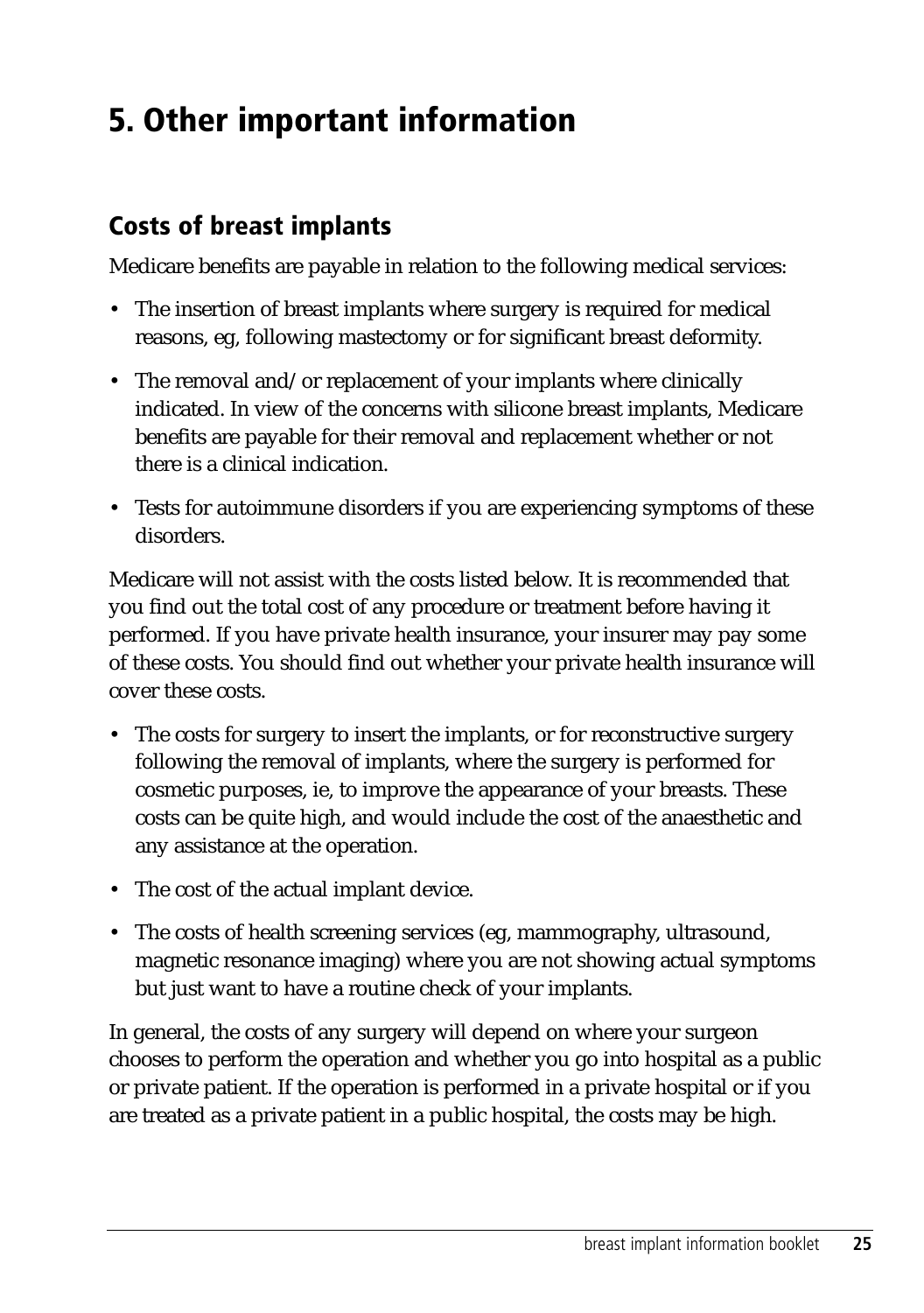# 5. Other important information

## Costs of breast implants

Medicare benefits are payable in relation to the following medical services:

- The insertion of breast implants where surgery is required for medical reasons, eg, following mastectomy or for significant breast deformity.
- The removal and/or replacement of your implants where clinically indicated. In view of the concerns with silicone breast implants, Medicare benefits are payable for their removal and replacement whether or not there is a clinical indication.
- Tests for autoimmune disorders if you are experiencing symptoms of these disorders.

Medicare will not assist with the costs listed below. It is recommended that you find out the total cost of any procedure or treatment before having it performed. If you have private health insurance, your insurer may pay some of these costs. You should find out whether your private health insurance will cover these costs.

- The costs for surgery to insert the implants, or for reconstructive surgery following the removal of implants, where the surgery is performed for cosmetic purposes, ie, to improve the appearance of your breasts. These costs can be quite high, and would include the cost of the anaesthetic and any assistance at the operation.
- The cost of the actual implant device.
- The costs of health screening services (eg, mammography, ultrasound, magnetic resonance imaging) where you are not showing actual symptoms but just want to have a routine check of your implants.

In general, the costs of any surgery will depend on where your surgeon chooses to perform the operation and whether you go into hospital as a public or private patient. If the operation is performed in a private hospital or if you are treated as a private patient in a public hospital, the costs may be high.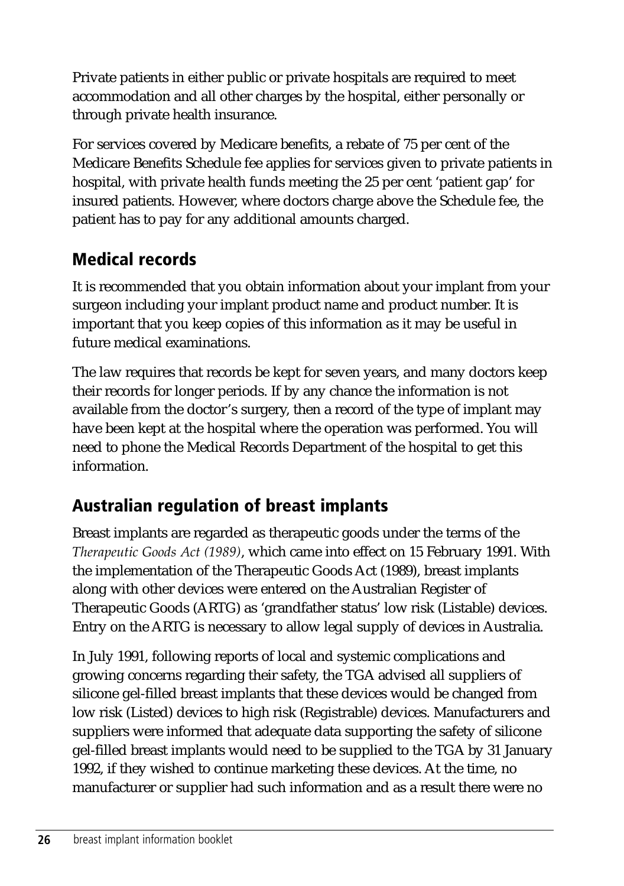Private patients in either public or private hospitals are required to meet accommodation and all other charges by the hospital, either personally or through private health insurance.

For services covered by Medicare benefits, a rebate of 75 per cent of the Medicare Benefits Schedule fee applies for services given to private patients in hospital, with private health funds meeting the 25 per cent 'patient gap' for insured patients. However, where doctors charge above the Schedule fee, the patient has to pay for any additional amounts charged.

## Medical records

It is recommended that you obtain information about your implant from your surgeon including your implant product name and product number. It is important that you keep copies of this information as it may be useful in future medical examinations.

The law requires that records be kept for seven years, and many doctors keep their records for longer periods. If by any chance the information is not available from the doctor's surgery, then a record of the type of implant may have been kept at the hospital where the operation was performed. You will need to phone the Medical Records Department of the hospital to get this information.

## Australian regulation of breast implants

Breast implants are regarded as therapeutic goods under the terms of the *Therapeutic Goods Act (1989)*, which came into effect on 15 February 1991. With the implementation of the Therapeutic Goods Act (1989), breast implants along with other devices were entered on the Australian Register of Therapeutic Goods (ARTG) as 'grandfather status' low risk (Listable) devices. Entry on the ARTG is necessary to allow legal supply of devices in Australia.

In July 1991, following reports of local and systemic complications and growing concerns regarding their safety, the TGA advised all suppliers of silicone gel-filled breast implants that these devices would be changed from low risk (Listed) devices to high risk (Registrable) devices. Manufacturers and suppliers were informed that adequate data supporting the safety of silicone gel-filled breast implants would need to be supplied to the TGA by 31 January 1992, if they wished to continue marketing these devices. At the time, no manufacturer or supplier had such information and as a result there were no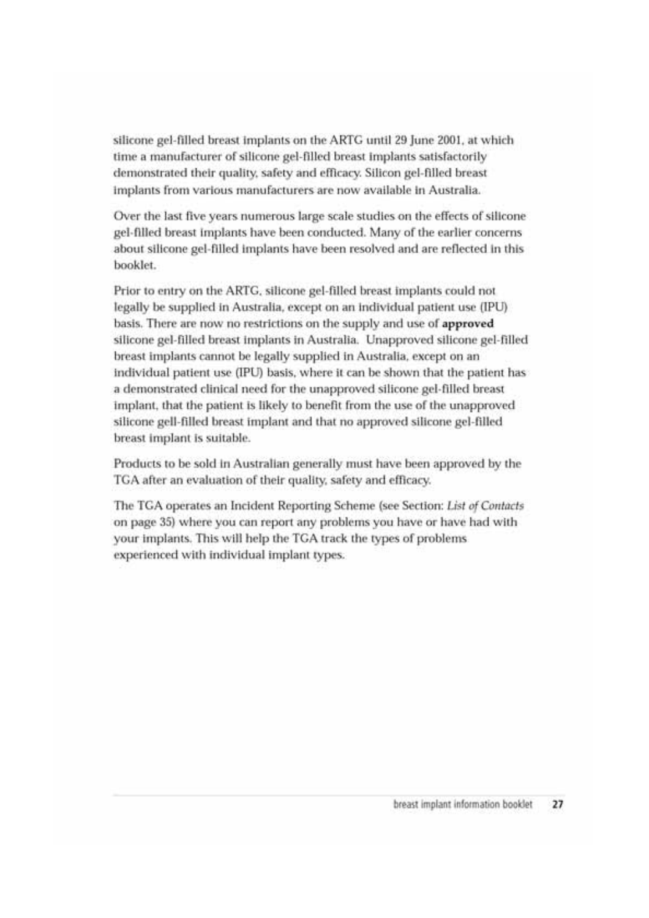silicone gel-filled breast implants on the ARTG until 29 June 2001, at which time a manufacturer of silicone gel-filled breast implants satisfactorily demonstrated their quality, safety and efficacy. Silicon gel-filled breast implants from various manufacturers are now available in Australia.

Over the last five years numerous large scale studies on the effects of silicone gel-filled breast implants have been conducted. Many of the earlier concerns about silicone gel-filled implants have been resolved and are reflected in this booklet.

Prior to entry on the ARTG, silicone gel-filled breast implants could not legally be supplied in Australia, except on an individual patient use (IPU) basis. There are now no restrictions on the supply and use of **approved** silicone gel-filled breast implants in Australia. Unapproved silicone gel-filled breast implants cannot be legally supplied in Australia, except on an individual patient use (IPU) basis, where it can be shown that the patient has a demonstrated clinical need for the unapproved silicone gel-filled breast implant, that the patient is likely to benefit from the use of the unapproved silicone gell-filled breast implant and that no approved silicone gel-filled breast implant is suitable.

Products to be sold in Australian generally must have been approved by the TGA after an evaluation of their quality, safety and efficacy.

The TGA operates an Incident Reporting Scheme (see Section: *List of Contacts* on page 35) where you can report any problems you have or have had with your implants. This will help the TGA track the types of problems experienced with individual implant types.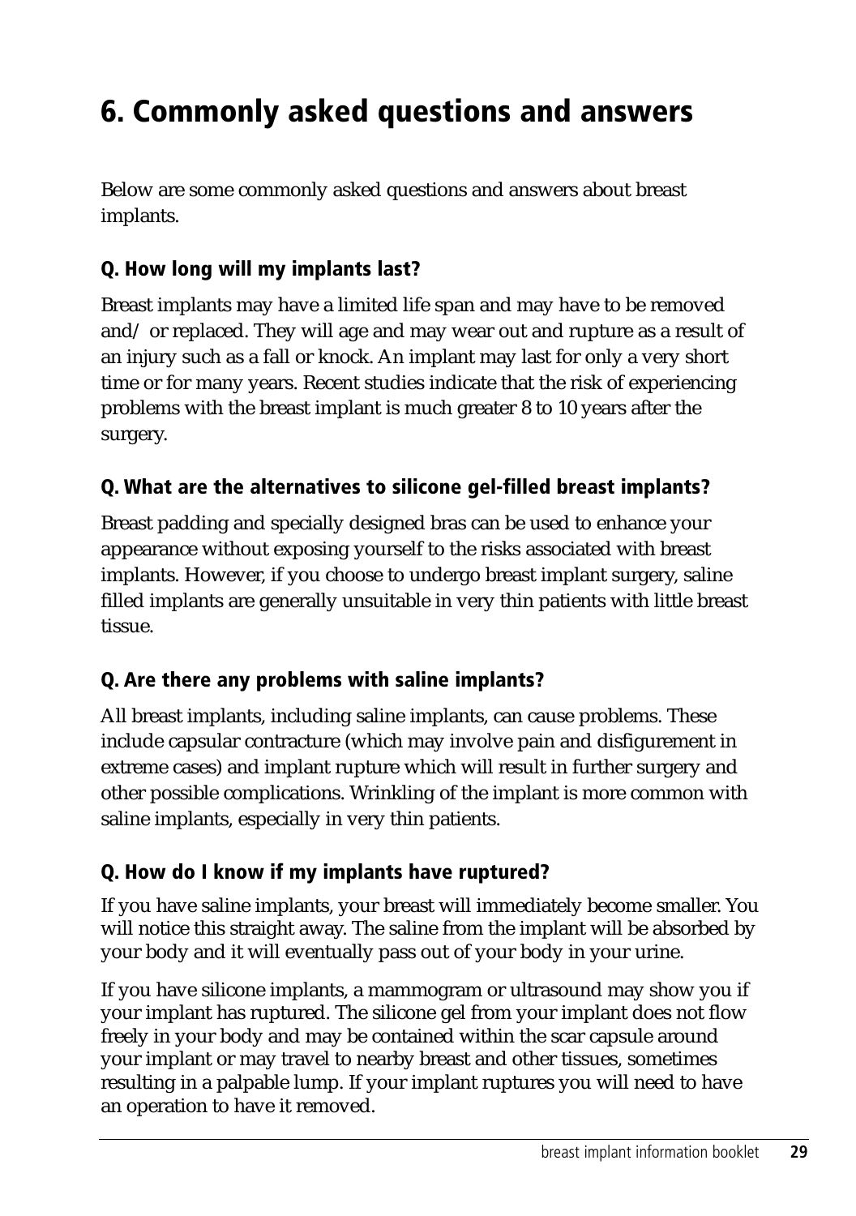# 6. Commonly asked questions and answers

Below are some commonly asked questions and answers about breast implants.

### Q. How long will my implants last?

Breast implants may have a limited life span and may have to be removed and/ or replaced. They will age and may wear out and rupture as a result of an injury such as a fall or knock. An implant may last for only a very short time or for many years. Recent studies indicate that the risk of experiencing problems with the breast implant is much greater 8 to 10 years after the surgery.

### Q. What are the alternatives to silicone gel-filled breast implants?

Breast padding and specially designed bras can be used to enhance your appearance without exposing yourself to the risks associated with breast implants. However, if you choose to undergo breast implant surgery, saline filled implants are generally unsuitable in very thin patients with little breast tissue.

### Q. Are there any problems with saline implants?

All breast implants, including saline implants, can cause problems. These include capsular contracture (which may involve pain and disfigurement in extreme cases) and implant rupture which will result in further surgery and other possible complications. Wrinkling of the implant is more common with saline implants, especially in very thin patients.

### Q. How do I know if my implants have ruptured?

If you have saline implants, your breast will immediately become smaller. You will notice this straight away. The saline from the implant will be absorbed by your body and it will eventually pass out of your body in your urine.

If you have silicone implants, a mammogram or ultrasound may show you if your implant has ruptured. The silicone gel from your implant does not flow freely in your body and may be contained within the scar capsule around your implant or may travel to nearby breast and other tissues, sometimes resulting in a palpable lump. If your implant ruptures you will need to have an operation to have it removed.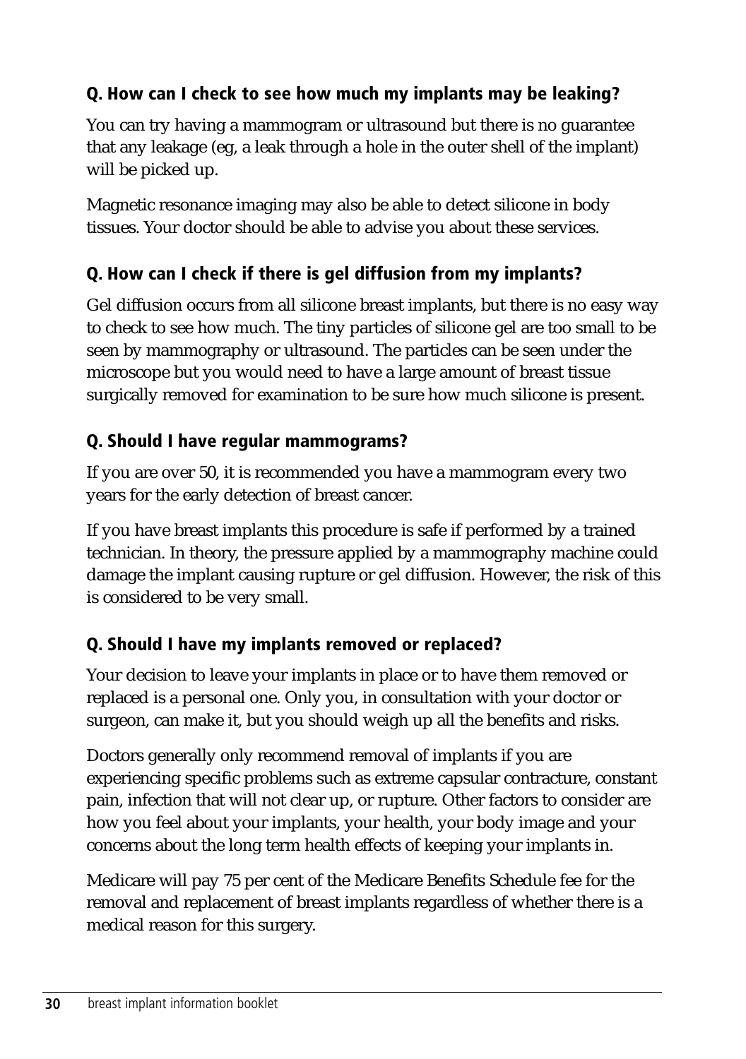### Q. How can I check to see how much my implants may be leaking?

You can try having a mammogram or ultrasound but there is no guarantee that any leakage (eg, a leak through a hole in the outer shell of the implant) will be picked up.

Magnetic resonance imaging may also be able to detect silicone in body tissues. Your doctor should be able to advise you about these services.

### Q. How can I check if there is gel diffusion from my implants?

Gel diffusion occurs from all silicone breast implants, but there is no easy way to check to see how much. The tiny particles of silicone gel are too small to be seen by mammography or ultrasound. The particles can be seen under the microscope but you would need to have a large amount of breast tissue surgically removed for examination to be sure how much silicone is present.

### Q. Should I have regular mammograms?

If you are over 50, it is recommended you have a mammogram every two years for the early detection of breast cancer.

If you have breast implants this procedure is safe if performed by a trained technician. In theory, the pressure applied by a mammography machine could damage the implant causing rupture or gel diffusion. However, the risk of this is considered to be very small.

### Q. Should I have my implants removed or replaced?

Your decision to leave your implants in place or to have them removed or replaced is a personal one. Only you, in consultation with your doctor or surgeon, can make it, but you should weigh up all the benefits and risks.

Doctors generally only recommend removal of implants if you are experiencing specific problems such as extreme capsular contracture, constant pain, infection that will not clear up, or rupture. Other factors to consider are how you feel about your implants, your health, your body image and your concerns about the long term health effects of keeping your implants in.

Medicare will pay 75 per cent of the Medicare Benefits Schedule fee for the removal and replacement of breast implants regardless of whether there is a medical reason for this surgery.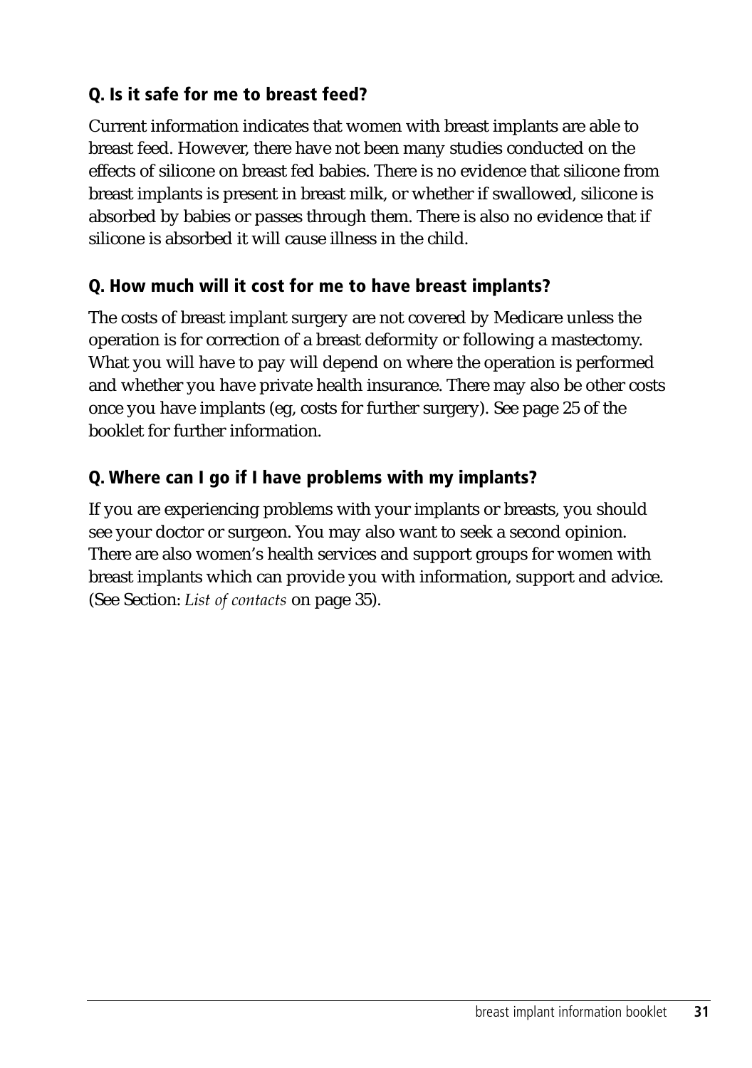### Q. Is it safe for me to breast feed?

Current information indicates that women with breast implants are able to breast feed. However, there have not been many studies conducted on the effects of silicone on breast fed babies. There is no evidence that silicone from breast implants is present in breast milk, or whether if swallowed, silicone is absorbed by babies or passes through them. There is also no evidence that if silicone is absorbed it will cause illness in the child.

### Q. How much will it cost for me to have breast implants?

The costs of breast implant surgery are not covered by Medicare unless the operation is for correction of a breast deformity or following a mastectomy. What you will have to pay will depend on where the operation is performed and whether you have private health insurance. There may also be other costs once you have implants (eg, costs for further surgery). See page 25 of the booklet for further information.

### Q. Where can I go if I have problems with my implants?

If you are experiencing problems with your implants or breasts, you should see your doctor or surgeon. You may also want to seek a second opinion. There are also women's health services and support groups for women with breast implants which can provide you with information, support and advice. (See Section: *List of contacts* on page 35).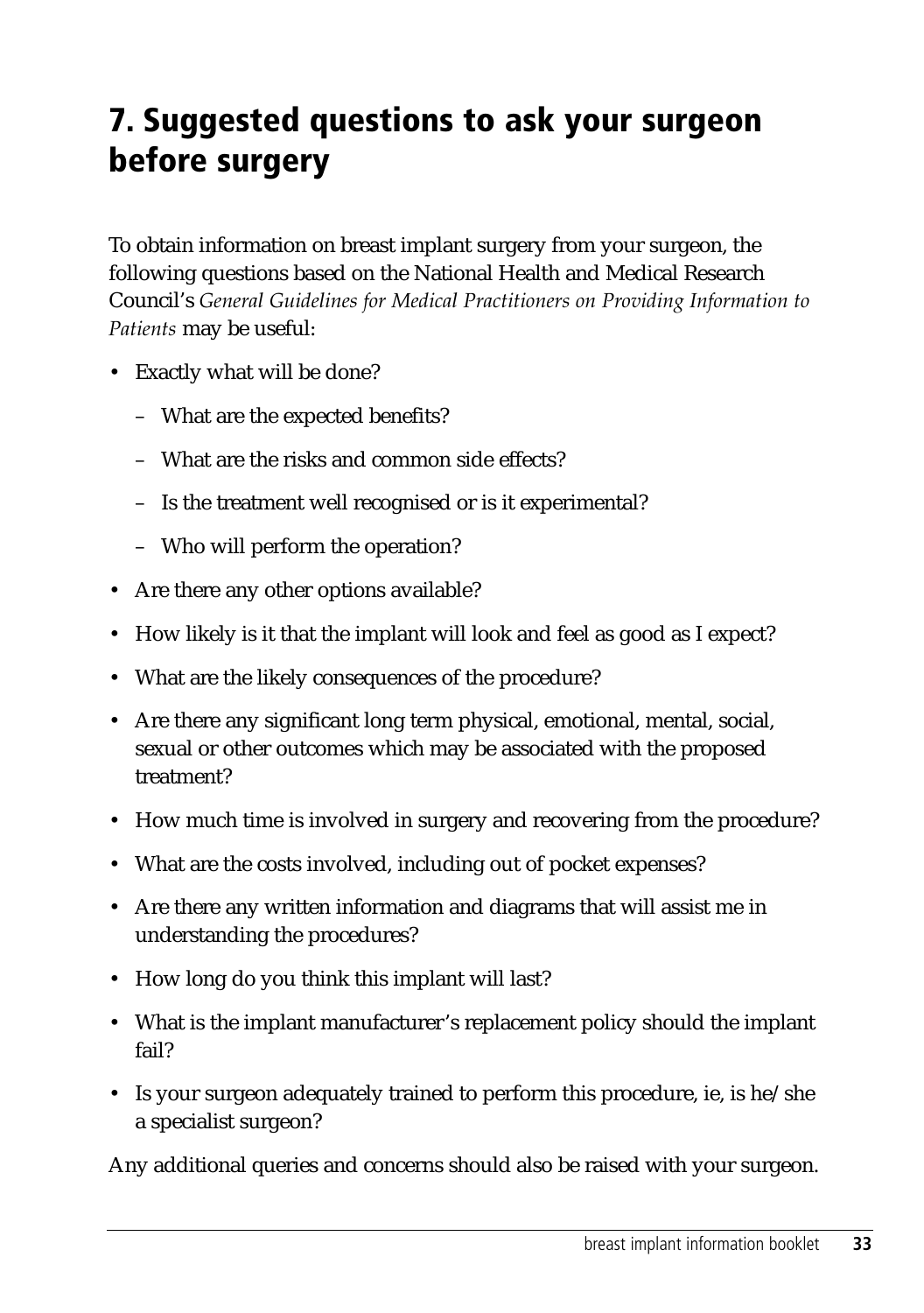# 7. Suggested questions to ask your surgeon before surgery

To obtain information on breast implant surgery from your surgeon, the following questions based on the National Health and Medical Research Council's *General Guidelines for Medical Practitioners on Providing Information to Patients* may be useful:

- Exactly what will be done?
  - What are the expected benefits?
  - What are the risks and common side effects?
  - Is the treatment well recognised or is it experimental?
  - Who will perform the operation?
- Are there any other options available?
- How likely is it that the implant will look and feel as good as I expect?
- What are the likely consequences of the procedure?
- Are there any significant long term physical, emotional, mental, social, sexual or other outcomes which may be associated with the proposed treatment?
- How much time is involved in surgery and recovering from the procedure?
- What are the costs involved, including out of pocket expenses?
- Are there any written information and diagrams that will assist me in understanding the procedures?
- How long do you think this implant will last?
- What is the implant manufacturer's replacement policy should the implant fail?
- Is your surgeon adequately trained to perform this procedure, ie, is he/she a specialist surgeon?

Any additional queries and concerns should also be raised with your surgeon.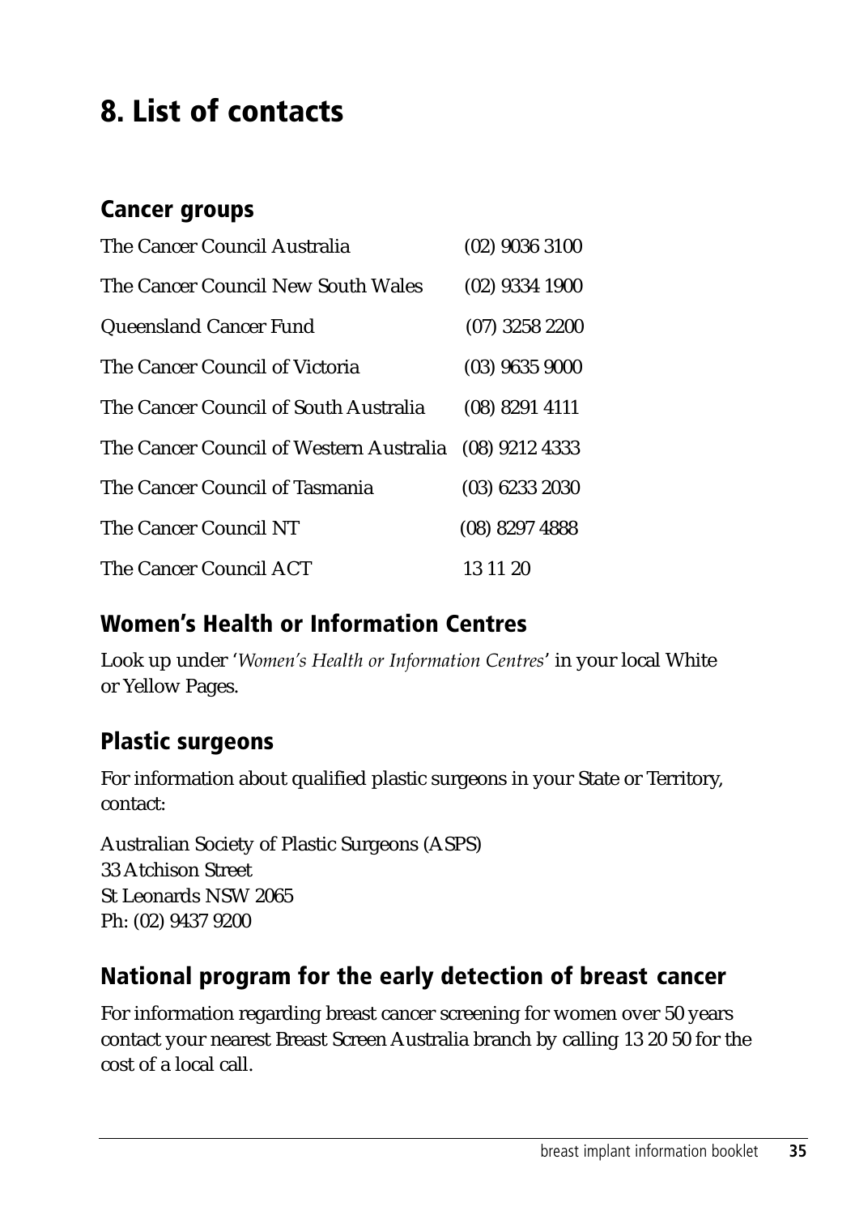# 8. List of contacts

## Cancer groups

| | |
|---|---|
| The Cancer Council Australia | (02) 9036 3100 |
| The Cancer Council New South Wales | (02) 9334 1900 |
| Queensland Cancer Fund | (07) 3258 2200 |
| The Cancer Council of Victoria | (03) 9635 9000 |
| The Cancer Council of South Australia | (08) 8291 4111 |
| The Cancer Council of Western Australia | (08) 9212 4333 |
| The Cancer Council of Tasmania | (03) 6233 2030 |
| The Cancer Council NT | (08) 8297 4888 |
| The Cancer Council ACT | 13 11 20 |

## Women's Health or Information Centres

Look up under '*Women's Health or Information Centres*' in your local White or Yellow Pages.

## Plastic surgeons

For information about qualified plastic surgeons in your State or Territory, contact:

Australian Society of Plastic Surgeons (ASPS)
33 Atchison Street
St Leonards NSW 2065
Ph: (02) 9437 9200

## National program for the early detection of breast cancer

For information regarding breast cancer screening for women over 50 years contact your nearest Breast Screen Australia branch by calling 13 20 50 for the cost of a local call.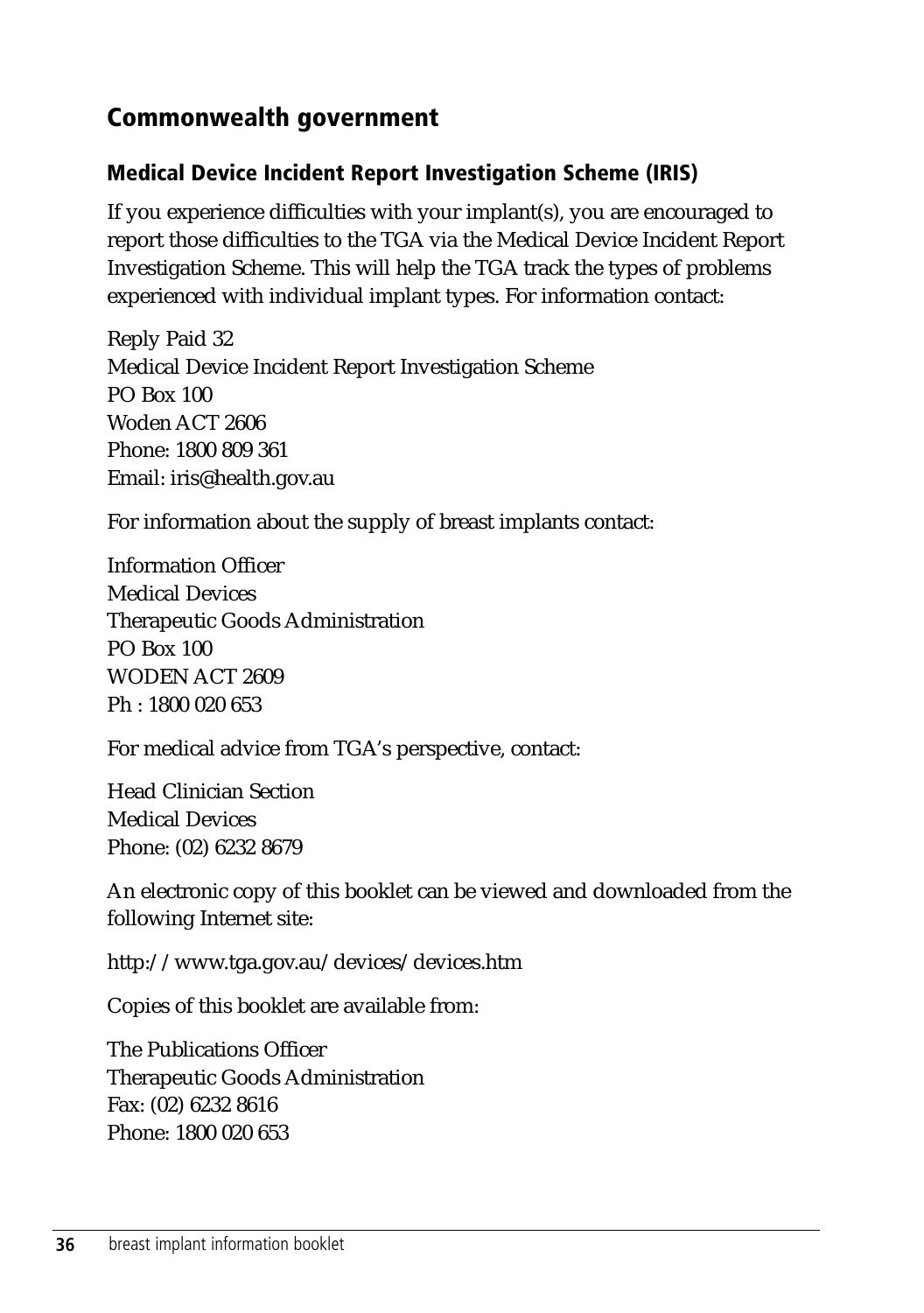## Commonwealth government

### Medical Device Incident Report Investigation Scheme (IRIS)

If you experience difficulties with your implant(s), you are encouraged to report those difficulties to the TGA via the Medical Device Incident Report Investigation Scheme. This will help the TGA track the types of problems experienced with individual implant types. For information contact:

Reply Paid 32  
Medical Device Incident Report Investigation Scheme  
PO Box 100  
Woden ACT 2606  
Phone: 1800 809 361  
Email: iris@health.gov.au

For information about the supply of breast implants contact:

Information Officer  
Medical Devices  
Therapeutic Goods Administration  
PO Box 100  
WODEN ACT 2609  
Ph : 1800 020 653

For medical advice from TGA's perspective, contact:

Head Clinician Section  
Medical Devices  
Phone: (02) 6232 8679

An electronic copy of this booklet can be viewed and downloaded from the following Internet site:

http://www.tga.gov.au/devices/devices.htm

Copies of this booklet are available from:

The Publications Officer  
Therapeutic Goods Administration  
Fax: (02) 6232 8616  
Phone: 1800 020 653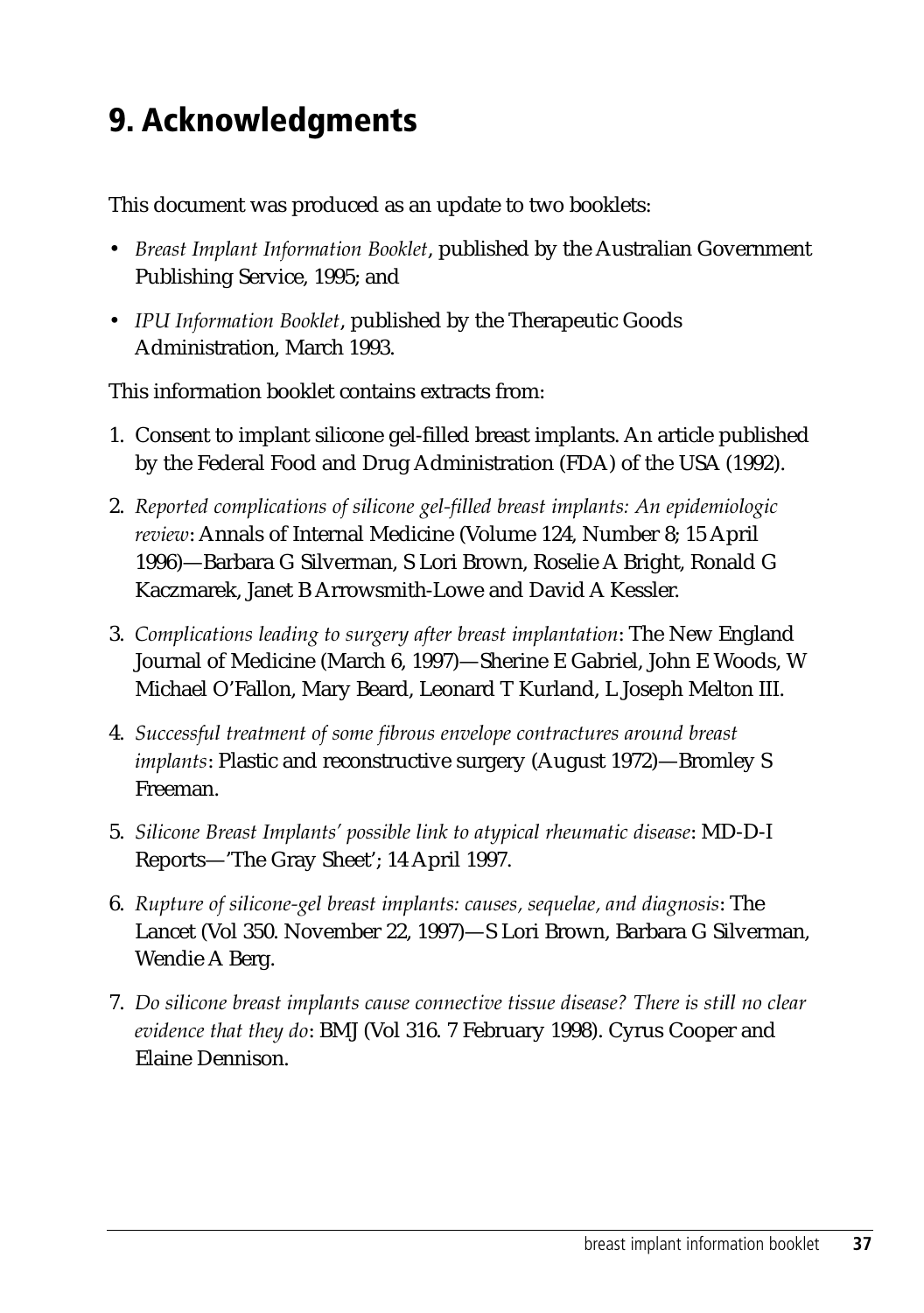# 9. Acknowledgments

This document was produced as an update to two booklets:

- *Breast Implant Information Booklet*, published by the Australian Government Publishing Service, 1995; and
- *IPU Information Booklet*, published by the Therapeutic Goods Administration, March 1993.

This information booklet contains extracts from:

1. Consent to implant silicone gel-filled breast implants. An article published by the Federal Food and Drug Administration (FDA) of the USA (1992).
2. *Reported complications of silicone gel-filled breast implants: An epidemiologic review*: Annals of Internal Medicine (Volume 124, Number 8; 15 April 1996)—Barbara G Silverman, S Lori Brown, Roselie A Bright, Ronald G Kaczmarek, Janet B Arrowsmith-Lowe and David A Kessler.
3. *Complications leading to surgery after breast implantation*: The New England Journal of Medicine (March 6, 1997)—Sherine E Gabriel, John E Woods, W Michael O'Fallon, Mary Beard, Leonard T Kurland, L Joseph Melton III.
4. *Successful treatment of some fibrous envelope contractures around breast implants*: Plastic and reconstructive surgery (August 1972)—Bromley S Freeman.
5. *Silicone Breast Implants' possible link to atypical rheumatic disease*: MD-D-I Reports—'The Gray Sheet'; 14 April 1997.
6. *Rupture of silicone-gel breast implants: causes, sequelae, and diagnosis*: The Lancet (Vol 350. November 22, 1997)—S Lori Brown, Barbara G Silverman, Wendie A Berg.
7. *Do silicone breast implants cause connective tissue disease? There is still no clear evidence that they do*: BMJ (Vol 316. 7 February 1998). Cyrus Cooper and Elaine Dennison.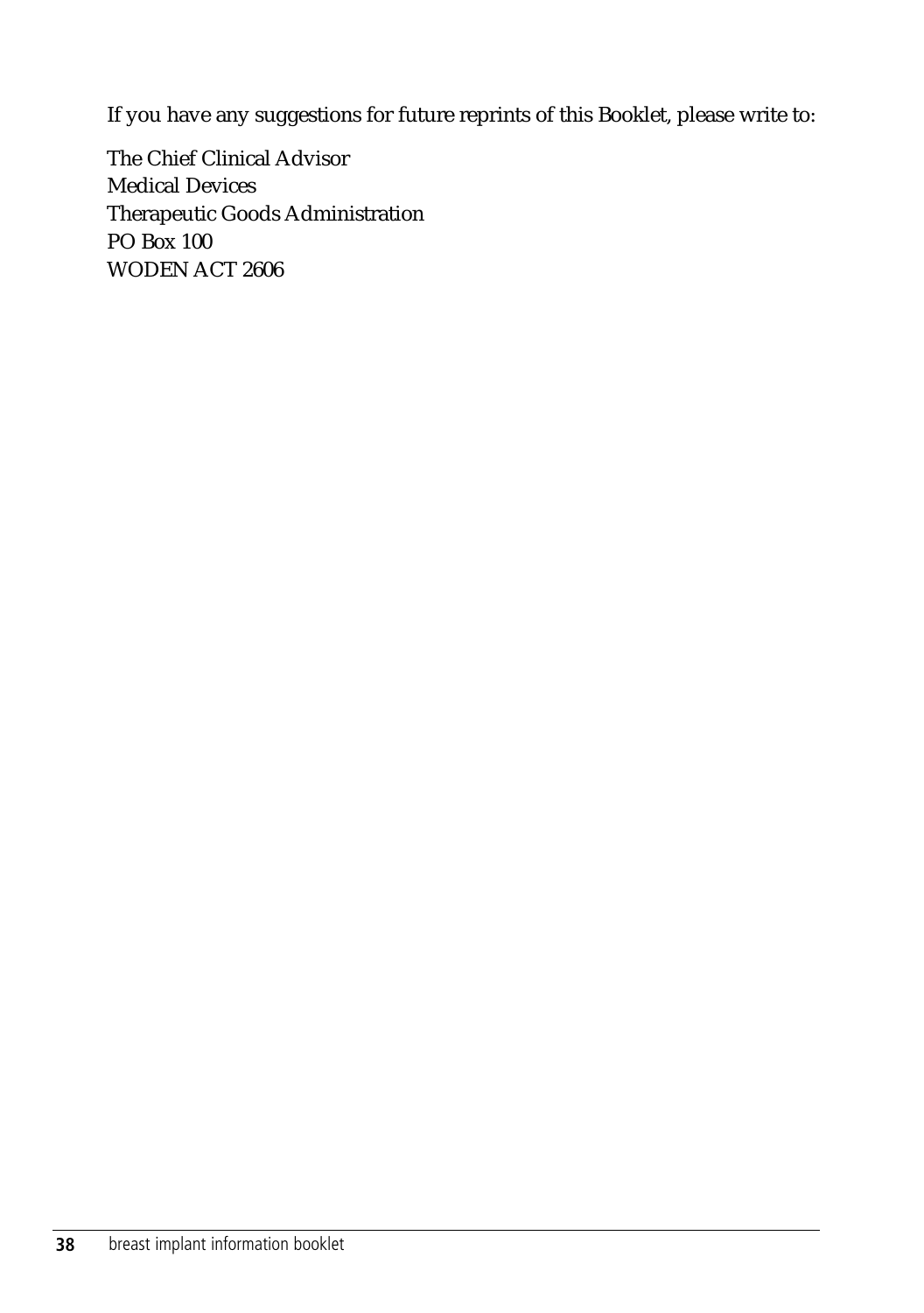If you have any suggestions for future reprints of this Booklet, please write to:

The Chief Clinical Advisor
Medical Devices
Therapeutic Goods Administration
PO Box 100
WODEN ACT 2606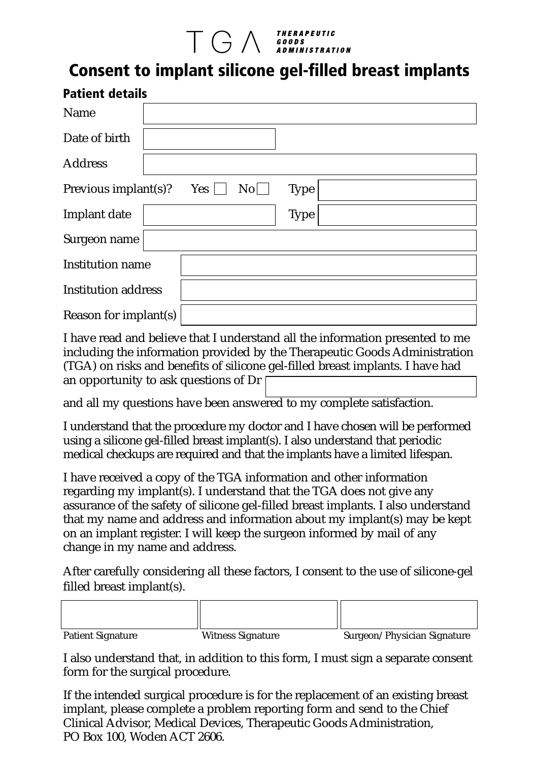THERAPEUTIC GOODS ADMINISTRATION

# Consent to implant silicone gel-filled breast implants

## Patient details

| | |
|---|---|
| Name | |
| Date of birth | |
| Address | |
| Previous implant(s)? Yes ☐ No ☐ | Type |
| Implant date | Type |
| Surgeon name | |
| Institution name | |
| Institution address | |
| Reason for implant(s) | |

I have read and believe that I understand all the information presented to me including the information provided by the Therapeutic Goods Administration (TGA) on risks and benefits of silicone gel-filled breast implants. I have had an opportunity to ask questions of Dr ____________________

and all my questions have been answered to my complete satisfaction.

I understand that the procedure my doctor and I have chosen will be performed using a silicone gel-filled breast implant(s). I also understand that periodic medical checkups are required and that the implants have a limited lifespan.

I have received a copy of the TGA information and other information regarding my implant(s). I understand that the TGA does not give any assurance of the safety of silicone gel-filled breast implants. I also understand that my name and address and information about my implant(s) may be kept on an implant register. I will keep the surgeon informed by mail of any change in my name and address.

After carefully considering all these factors, I consent to the use of silicone-gel filled breast implant(s).

| | | |
|---|---|---|
| Patient Signature | Witness Signature | Surgeon/Physician Signature |

I also understand that, in addition to this form, I must sign a separate consent form for the surgical procedure.

If the intended surgical procedure is for the replacement of an existing breast implant, please complete a problem reporting form and send to the Chief Clinical Advisor, Medical Devices, Therapeutic Goods Administration, PO Box 100, Woden ACT 2606.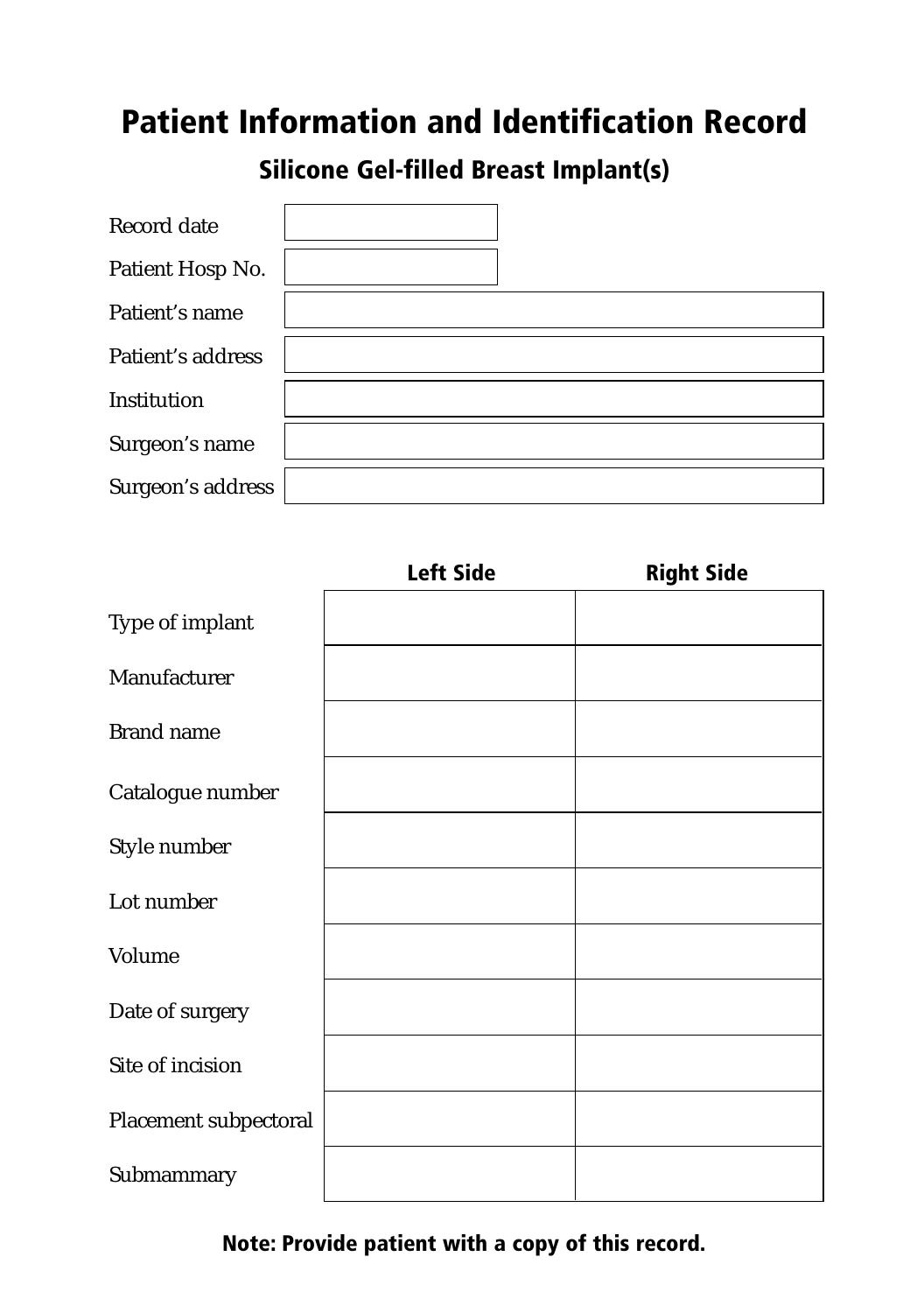# Patient Information and Identification Record

## Silicone Gel-filled Breast Implant(s)

| | |
|---|---|
| Record date | |
| Patient Hosp No. | |
| Patient's name | |
| Patient's address | |
| Institution | |
| Surgeon's name | |
| Surgeon's address | |

| | Left Side | Right Side |
|---|---|---|
| Type of implant | | |
| Manufacturer | | |
| Brand name | | |
| Catalogue number | | |
| Style number | | |
| Lot number | | |
| Volume | | |
| Date of surgery | | |
| Site of incision | | |
| Placement subpectoral | | |
| Submammary | | |

**Note: Provide patient with a copy of this record.**